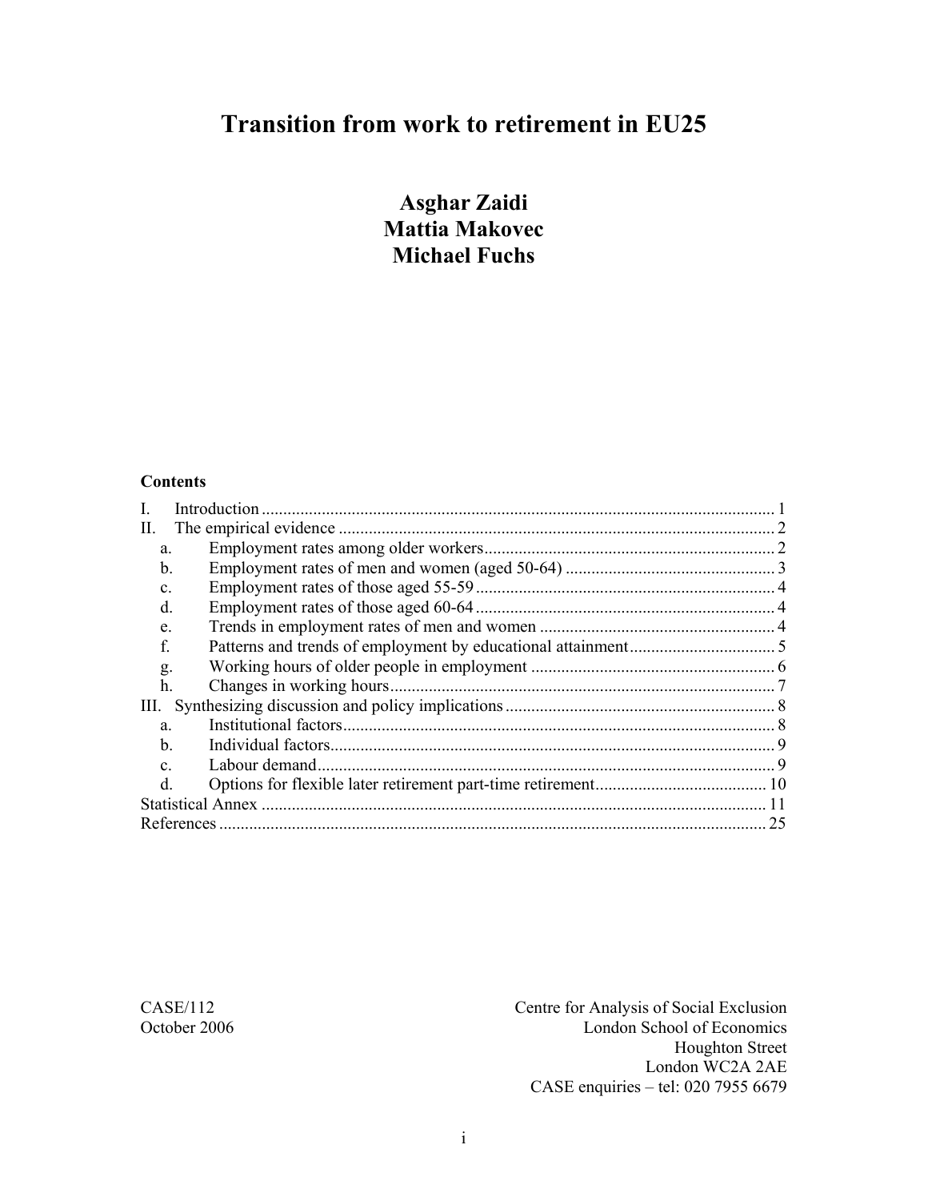# Transition from work to retirement in EU25

**Asghar Zaidi**
**Mattia Makovec**
**Michael Fuchs**

**Contents**

I. Introduction ........................................................................................................ 1
II. The empirical evidence ...................................................................................... 2
  a. Employment rates among older workers ..................................................... 2
  b. Employment rates of men and women (aged 50-64) .................................. 3
  c. Employment rates of those aged 55-59 ....................................................... 4
  d. Employment rates of those aged 60-64 ....................................................... 4
  e. Trends in employment rates of men and women ........................................ 4
  f. Patterns and trends of employment by educational attainment .................. 5
  g. Working hours of older people in employment ........................................... 6
  h. Changes in working hours .......................................................................... 7
III. Synthesizing discussion and policy implications ............................................. 8
  a. Institutional factors ..................................................................................... 8
  b. Individual factors ........................................................................................ 9
  c. Labour demand ........................................................................................... 9
  d. Options for flexible later retirement part-time retirement ........................ 10
Statistical Annex ...................................................................................................... 11
References ................................................................................................................ 25

CASE/112
October 2006

Centre for Analysis of Social Exclusion
London School of Economics
Houghton Street
London WC2A 2AE
CASE enquiries – tel: 020 7955 6679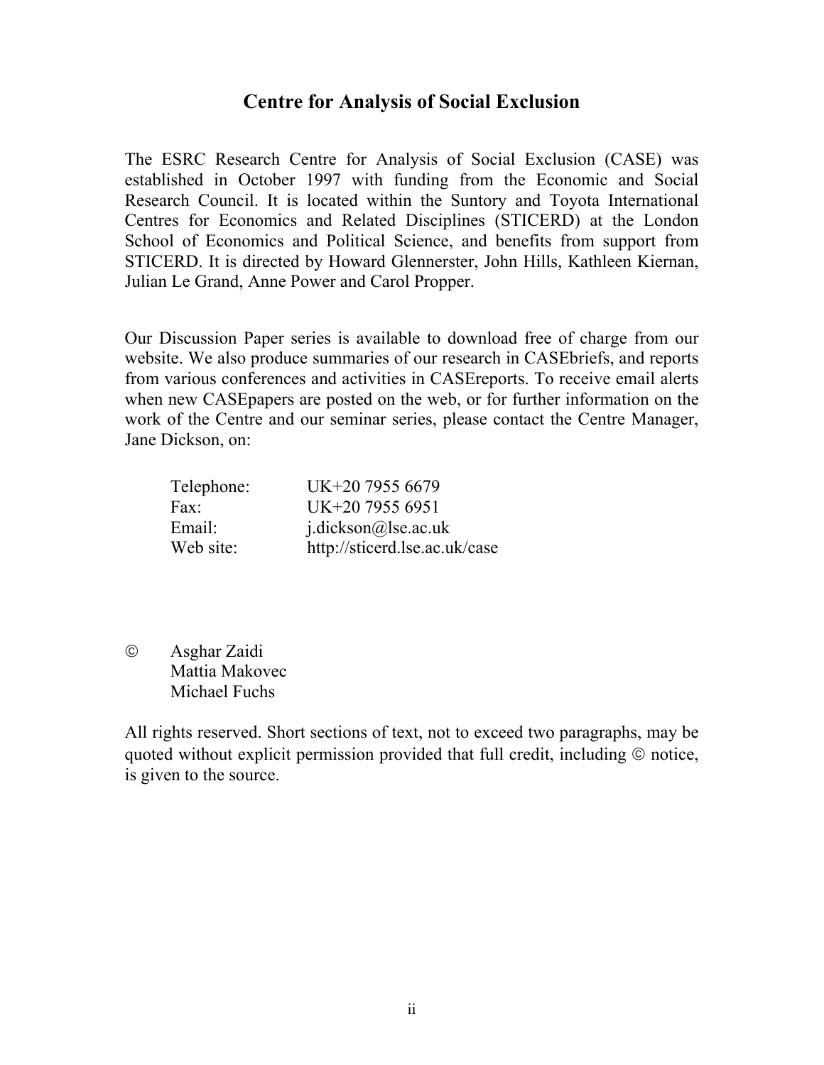# Centre for Analysis of Social Exclusion

The ESRC Research Centre for Analysis of Social Exclusion (CASE) was established in October 1997 with funding from the Economic and Social Research Council. It is located within the Suntory and Toyota International Centres for Economics and Related Disciplines (STICERD) at the London School of Economics and Political Science, and benefits from support from STICERD. It is directed by Howard Glennerster, John Hills, Kathleen Kiernan, Julian Le Grand, Anne Power and Carol Propper.

Our Discussion Paper series is available to download free of charge from our website. We also produce summaries of our research in CASEbriefs, and reports from various conferences and activities in CASEreports. To receive email alerts when new CASEpapers are posted on the web, or for further information on the work of the Centre and our seminar series, please contact the Centre Manager, Jane Dickson, on:

| | |
|---|---|
| Telephone: | UK+20 7955 6679 |
| Fax: | UK+20 7955 6951 |
| Email: | j.dickson@lse.ac.uk |
| Web site: | http://sticerd.lse.ac.uk/case |

© Asghar Zaidi
Mattia Makovec
Michael Fuchs

All rights reserved. Short sections of text, not to exceed two paragraphs, may be quoted without explicit permission provided that full credit, including © notice, is given to the source.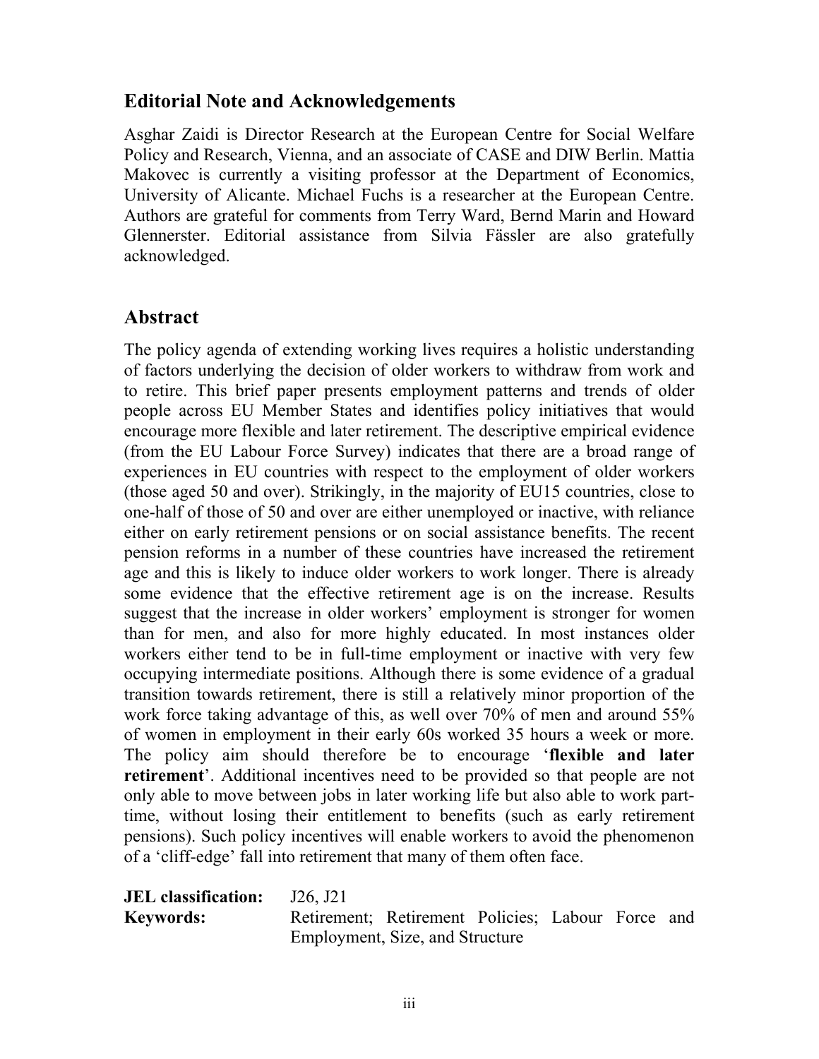## Editorial Note and Acknowledgements

Asghar Zaidi is Director Research at the European Centre for Social Welfare Policy and Research, Vienna, and an associate of CASE and DIW Berlin. Mattia Makovec is currently a visiting professor at the Department of Economics, University of Alicante. Michael Fuchs is a researcher at the European Centre. Authors are grateful for comments from Terry Ward, Bernd Marin and Howard Glennerster. Editorial assistance from Silvia Fässler are also gratefully acknowledged.

## Abstract

The policy agenda of extending working lives requires a holistic understanding of factors underlying the decision of older workers to withdraw from work and to retire. This brief paper presents employment patterns and trends of older people across EU Member States and identifies policy initiatives that would encourage more flexible and later retirement. The descriptive empirical evidence (from the EU Labour Force Survey) indicates that there are a broad range of experiences in EU countries with respect to the employment of older workers (those aged 50 and over). Strikingly, in the majority of EU15 countries, close to one-half of those of 50 and over are either unemployed or inactive, with reliance either on early retirement pensions or on social assistance benefits. The recent pension reforms in a number of these countries have increased the retirement age and this is likely to induce older workers to work longer. There is already some evidence that the effective retirement age is on the increase. Results suggest that the increase in older workers' employment is stronger for women than for men, and also for more highly educated. In most instances older workers either tend to be in full-time employment or inactive with very few occupying intermediate positions. Although there is some evidence of a gradual transition towards retirement, there is still a relatively minor proportion of the work force taking advantage of this, as well over 70% of men and around 55% of women in employment in their early 60s worked 35 hours a week or more. The policy aim should therefore be to encourage '**flexible and later retirement**'. Additional incentives need to be provided so that people are not only able to move between jobs in later working life but also able to work part-time, without losing their entitlement to benefits (such as early retirement pensions). Such policy incentives will enable workers to avoid the phenomenon of a 'cliff-edge' fall into retirement that many of them often face.

**JEL classification:** J26, J21

**Keywords:** Retirement; Retirement Policies; Labour Force and Employment, Size, and Structure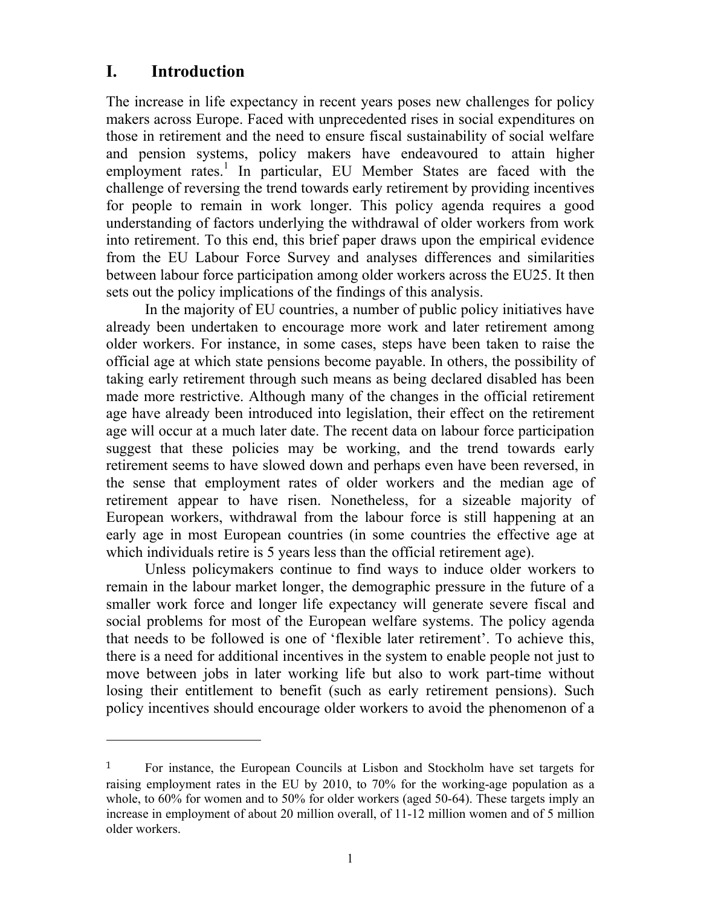# I. Introduction

The increase in life expectancy in recent years poses new challenges for policy makers across Europe. Faced with unprecedented rises in social expenditures on those in retirement and the need to ensure fiscal sustainability of social welfare and pension systems, policy makers have endeavoured to attain higher employment rates.[1] In particular, EU Member States are faced with the challenge of reversing the trend towards early retirement by providing incentives for people to remain in work longer. This policy agenda requires a good understanding of factors underlying the withdrawal of older workers from work into retirement. To this end, this brief paper draws upon the empirical evidence from the EU Labour Force Survey and analyses differences and similarities between labour force participation among older workers across the EU25. It then sets out the policy implications of the findings of this analysis.

In the majority of EU countries, a number of public policy initiatives have already been undertaken to encourage more work and later retirement among older workers. For instance, in some cases, steps have been taken to raise the official age at which state pensions become payable. In others, the possibility of taking early retirement through such means as being declared disabled has been made more restrictive. Although many of the changes in the official retirement age have already been introduced into legislation, their effect on the retirement age will occur at a much later date. The recent data on labour force participation suggest that these policies may be working, and the trend towards early retirement seems to have slowed down and perhaps even have been reversed, in the sense that employment rates of older workers and the median age of retirement appear to have risen. Nonetheless, for a sizeable majority of European workers, withdrawal from the labour force is still happening at an early age in most European countries (in some countries the effective age at which individuals retire is 5 years less than the official retirement age).

Unless policymakers continue to find ways to induce older workers to remain in the labour market longer, the demographic pressure in the future of a smaller work force and longer life expectancy will generate severe fiscal and social problems for most of the European welfare systems. The policy agenda that needs to be followed is one of 'flexible later retirement'. To achieve this, there is a need for additional incentives in the system to enable people not just to move between jobs in later working life but also to work part-time without losing their entitlement to benefit (such as early retirement pensions). Such policy incentives should encourage older workers to avoid the phenomenon of a

---

[1] For instance, the European Councils at Lisbon and Stockholm have set targets for raising employment rates in the EU by 2010, to 70% for the working-age population as a whole, to 60% for women and to 50% for older workers (aged 50-64). These targets imply an increase in employment of about 20 million overall, of 11-12 million women and of 5 million older workers.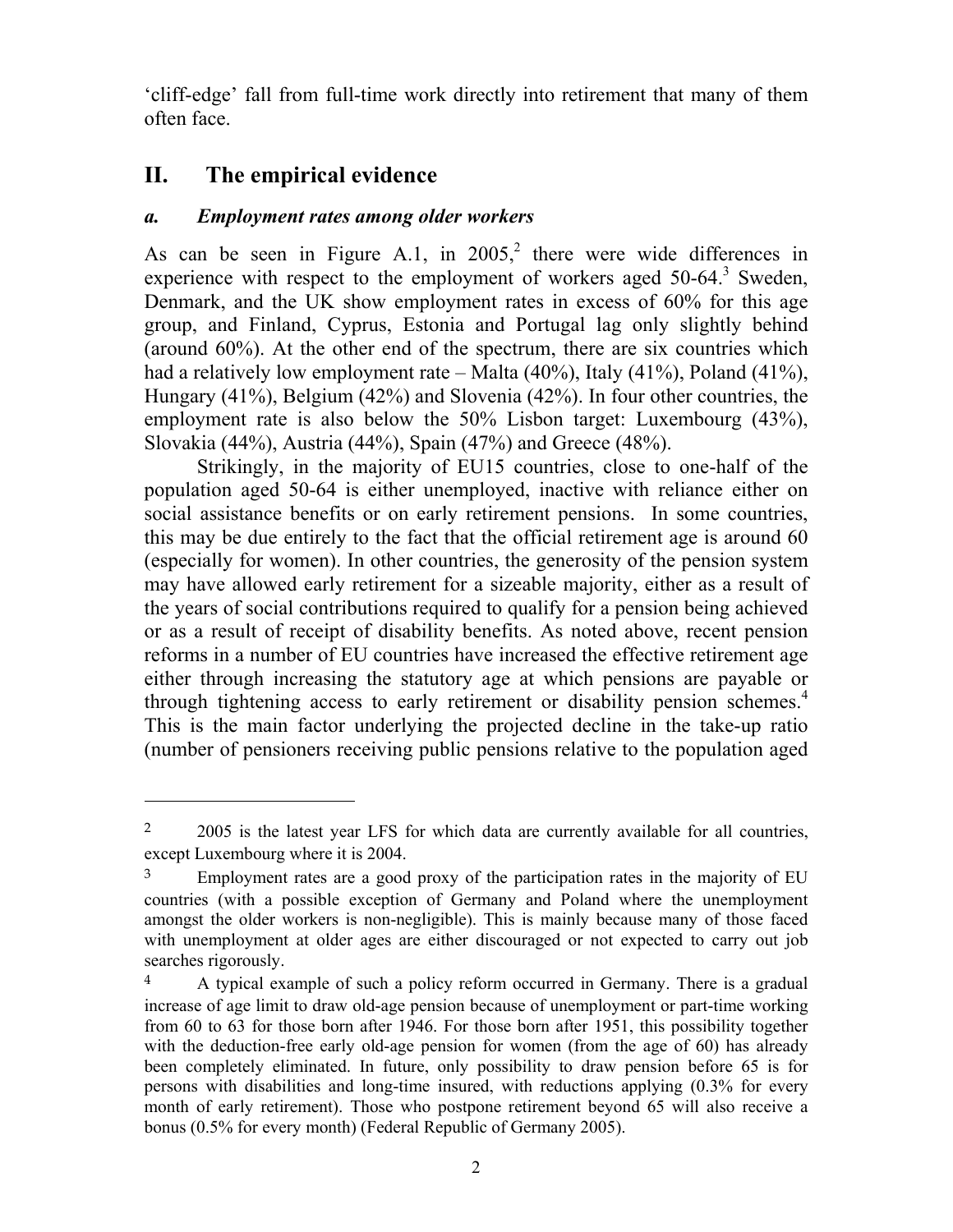'cliff-edge' fall from full-time work directly into retirement that many of them often face.

## II. The empirical evidence

### *a. Employment rates among older workers*

As can be seen in Figure A.1, in 2005,[2] there were wide differences in experience with respect to the employment of workers aged 50-64.[3] Sweden, Denmark, and the UK show employment rates in excess of 60% for this age group, and Finland, Cyprus, Estonia and Portugal lag only slightly behind (around 60%). At the other end of the spectrum, there are six countries which had a relatively low employment rate – Malta (40%), Italy (41%), Poland (41%), Hungary (41%), Belgium (42%) and Slovenia (42%). In four other countries, the employment rate is also below the 50% Lisbon target: Luxembourg (43%), Slovakia (44%), Austria (44%), Spain (47%) and Greece (48%).

Strikingly, in the majority of EU15 countries, close to one-half of the population aged 50-64 is either unemployed, inactive with reliance either on social assistance benefits or on early retirement pensions. In some countries, this may be due entirely to the fact that the official retirement age is around 60 (especially for women). In other countries, the generosity of the pension system may have allowed early retirement for a sizeable majority, either as a result of the years of social contributions required to qualify for a pension being achieved or as a result of receipt of disability benefits. As noted above, recent pension reforms in a number of EU countries have increased the effective retirement age either through increasing the statutory age at which pensions are payable or through tightening access to early retirement or disability pension schemes.[4] This is the main factor underlying the projected decline in the take-up ratio (number of pensioners receiving public pensions relative to the population aged

---

[2] 2005 is the latest year LFS for which data are currently available for all countries, except Luxembourg where it is 2004.

[3] Employment rates are a good proxy of the participation rates in the majority of EU countries (with a possible exception of Germany and Poland where the unemployment amongst the older workers is non-negligible). This is mainly because many of those faced with unemployment at older ages are either discouraged or not expected to carry out job searches rigorously.

[4] A typical example of such a policy reform occurred in Germany. There is a gradual increase of age limit to draw old-age pension because of unemployment or part-time working from 60 to 63 for those born after 1946. For those born after 1951, this possibility together with the deduction-free early old-age pension for women (from the age of 60) has already been completely eliminated. In future, only possibility to draw pension before 65 is for persons with disabilities and long-time insured, with reductions applying (0.3% for every month of early retirement). Those who postpone retirement beyond 65 will also receive a bonus (0.5% for every month) (Federal Republic of Germany 2005).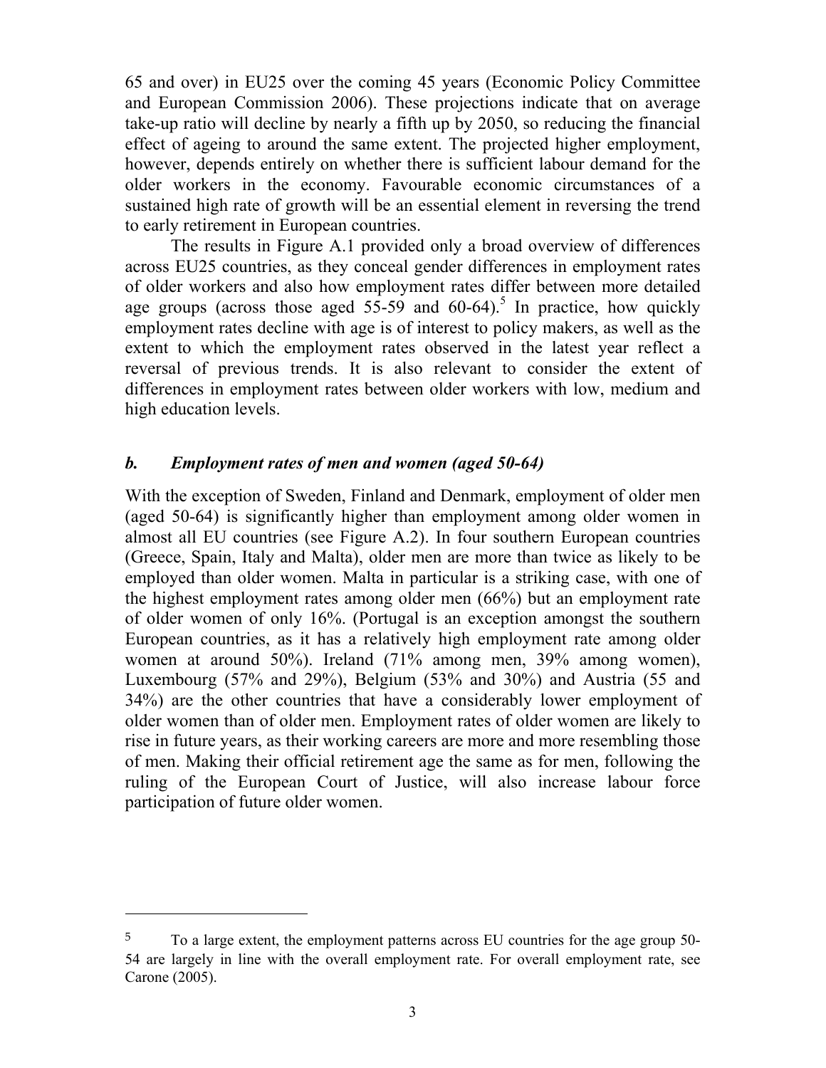65 and over) in EU25 over the coming 45 years (Economic Policy Committee and European Commission 2006). These projections indicate that on average take-up ratio will decline by nearly a fifth up by 2050, so reducing the financial effect of ageing to around the same extent. The projected higher employment, however, depends entirely on whether there is sufficient labour demand for the older workers in the economy. Favourable economic circumstances of a sustained high rate of growth will be an essential element in reversing the trend to early retirement in European countries.

The results in Figure A.1 provided only a broad overview of differences across EU25 countries, as they conceal gender differences in employment rates of older workers and also how employment rates differ between more detailed age groups (across those aged 55-59 and 60-64).[5] In practice, how quickly employment rates decline with age is of interest to policy makers, as well as the extent to which the employment rates observed in the latest year reflect a reversal of previous trends. It is also relevant to consider the extent of differences in employment rates between older workers with low, medium and high education levels.

### *b. Employment rates of men and women (aged 50-64)*

With the exception of Sweden, Finland and Denmark, employment of older men (aged 50-64) is significantly higher than employment among older women in almost all EU countries (see Figure A.2). In four southern European countries (Greece, Spain, Italy and Malta), older men are more than twice as likely to be employed than older women. Malta in particular is a striking case, with one of the highest employment rates among older men (66%) but an employment rate of older women of only 16%. (Portugal is an exception amongst the southern European countries, as it has a relatively high employment rate among older women at around 50%). Ireland (71% among men, 39% among women), Luxembourg (57% and 29%), Belgium (53% and 30%) and Austria (55 and 34%) are the other countries that have a considerably lower employment of older women than of older men. Employment rates of older women are likely to rise in future years, as their working careers are more and more resembling those of men. Making their official retirement age the same as for men, following the ruling of the European Court of Justice, will also increase labour force participation of future older women.

---

[5] To a large extent, the employment patterns across EU countries for the age group 50-54 are largely in line with the overall employment rate. For overall employment rate, see Carone (2005).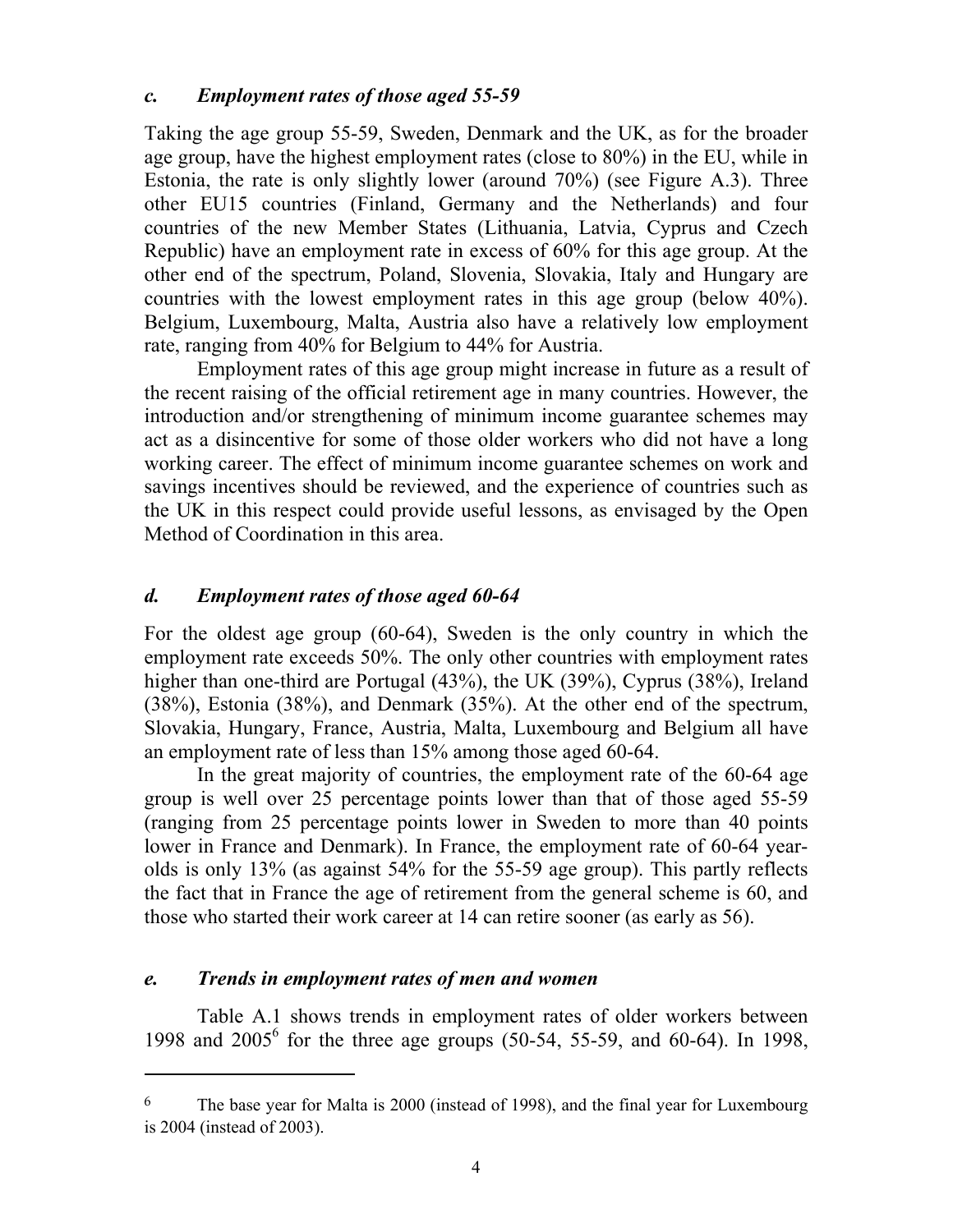### *c. Employment rates of those aged 55-59*

Taking the age group 55-59, Sweden, Denmark and the UK, as for the broader age group, have the highest employment rates (close to 80%) in the EU, while in Estonia, the rate is only slightly lower (around 70%) (see Figure A.3). Three other EU15 countries (Finland, Germany and the Netherlands) and four countries of the new Member States (Lithuania, Latvia, Cyprus and Czech Republic) have an employment rate in excess of 60% for this age group. At the other end of the spectrum, Poland, Slovenia, Slovakia, Italy and Hungary are countries with the lowest employment rates in this age group (below 40%). Belgium, Luxembourg, Malta, Austria also have a relatively low employment rate, ranging from 40% for Belgium to 44% for Austria.

Employment rates of this age group might increase in future as a result of the recent raising of the official retirement age in many countries. However, the introduction and/or strengthening of minimum income guarantee schemes may act as a disincentive for some of those older workers who did not have a long working career. The effect of minimum income guarantee schemes on work and savings incentives should be reviewed, and the experience of countries such as the UK in this respect could provide useful lessons, as envisaged by the Open Method of Coordination in this area.

### *d. Employment rates of those aged 60-64*

For the oldest age group (60-64), Sweden is the only country in which the employment rate exceeds 50%. The only other countries with employment rates higher than one-third are Portugal (43%), the UK (39%), Cyprus (38%), Ireland (38%), Estonia (38%), and Denmark (35%). At the other end of the spectrum, Slovakia, Hungary, France, Austria, Malta, Luxembourg and Belgium all have an employment rate of less than 15% among those aged 60-64.

In the great majority of countries, the employment rate of the 60-64 age group is well over 25 percentage points lower than that of those aged 55-59 (ranging from 25 percentage points lower in Sweden to more than 40 points lower in France and Denmark). In France, the employment rate of 60-64 year-olds is only 13% (as against 54% for the 55-59 age group). This partly reflects the fact that in France the age of retirement from the general scheme is 60, and those who started their work career at 14 can retire sooner (as early as 56).

### *e. Trends in employment rates of men and women*

Table A.1 shows trends in employment rates of older workers between 1998 and 2005[6] for the three age groups (50-54, 55-59, and 60-64). In 1998,

---

[6] The base year for Malta is 2000 (instead of 1998), and the final year for Luxembourg is 2004 (instead of 2003).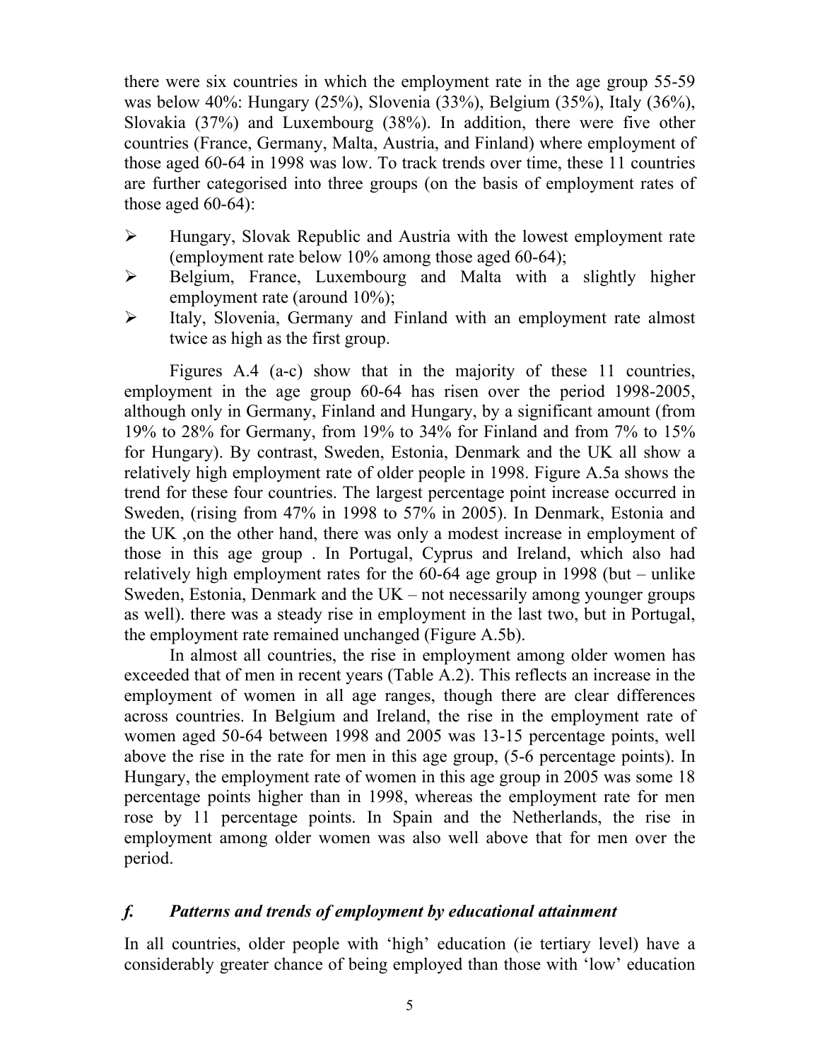there were six countries in which the employment rate in the age group 55-59 was below 40%: Hungary (25%), Slovenia (33%), Belgium (35%), Italy (36%), Slovakia (37%) and Luxembourg (38%). In addition, there were five other countries (France, Germany, Malta, Austria, and Finland) where employment of those aged 60-64 in 1998 was low. To track trends over time, these 11 countries are further categorised into three groups (on the basis of employment rates of those aged 60-64):

- Hungary, Slovak Republic and Austria with the lowest employment rate (employment rate below 10% among those aged 60-64);
- Belgium, France, Luxembourg and Malta with a slightly higher employment rate (around 10%);
- Italy, Slovenia, Germany and Finland with an employment rate almost twice as high as the first group.

Figures A.4 (a-c) show that in the majority of these 11 countries, employment in the age group 60-64 has risen over the period 1998-2005, although only in Germany, Finland and Hungary, by a significant amount (from 19% to 28% for Germany, from 19% to 34% for Finland and from 7% to 15% for Hungary). By contrast, Sweden, Estonia, Denmark and the UK all show a relatively high employment rate of older people in 1998. Figure A.5a shows the trend for these four countries. The largest percentage point increase occurred in Sweden, (rising from 47% in 1998 to 57% in 2005). In Denmark, Estonia and the UK ,on the other hand, there was only a modest increase in employment of those in this age group . In Portugal, Cyprus and Ireland, which also had relatively high employment rates for the 60-64 age group in 1998 (but – unlike Sweden, Estonia, Denmark and the UK – not necessarily among younger groups as well). there was a steady rise in employment in the last two, but in Portugal, the employment rate remained unchanged (Figure A.5b).

In almost all countries, the rise in employment among older women has exceeded that of men in recent years (Table A.2). This reflects an increase in the employment of women in all age ranges, though there are clear differences across countries. In Belgium and Ireland, the rise in the employment rate of women aged 50-64 between 1998 and 2005 was 13-15 percentage points, well above the rise in the rate for men in this age group, (5-6 percentage points). In Hungary, the employment rate of women in this age group in 2005 was some 18 percentage points higher than in 1998, whereas the employment rate for men rose by 11 percentage points. In Spain and the Netherlands, the rise in employment among older women was also well above that for men over the period.

### *f. Patterns and trends of employment by educational attainment*

In all countries, older people with 'high' education (ie tertiary level) have a considerably greater chance of being employed than those with 'low' education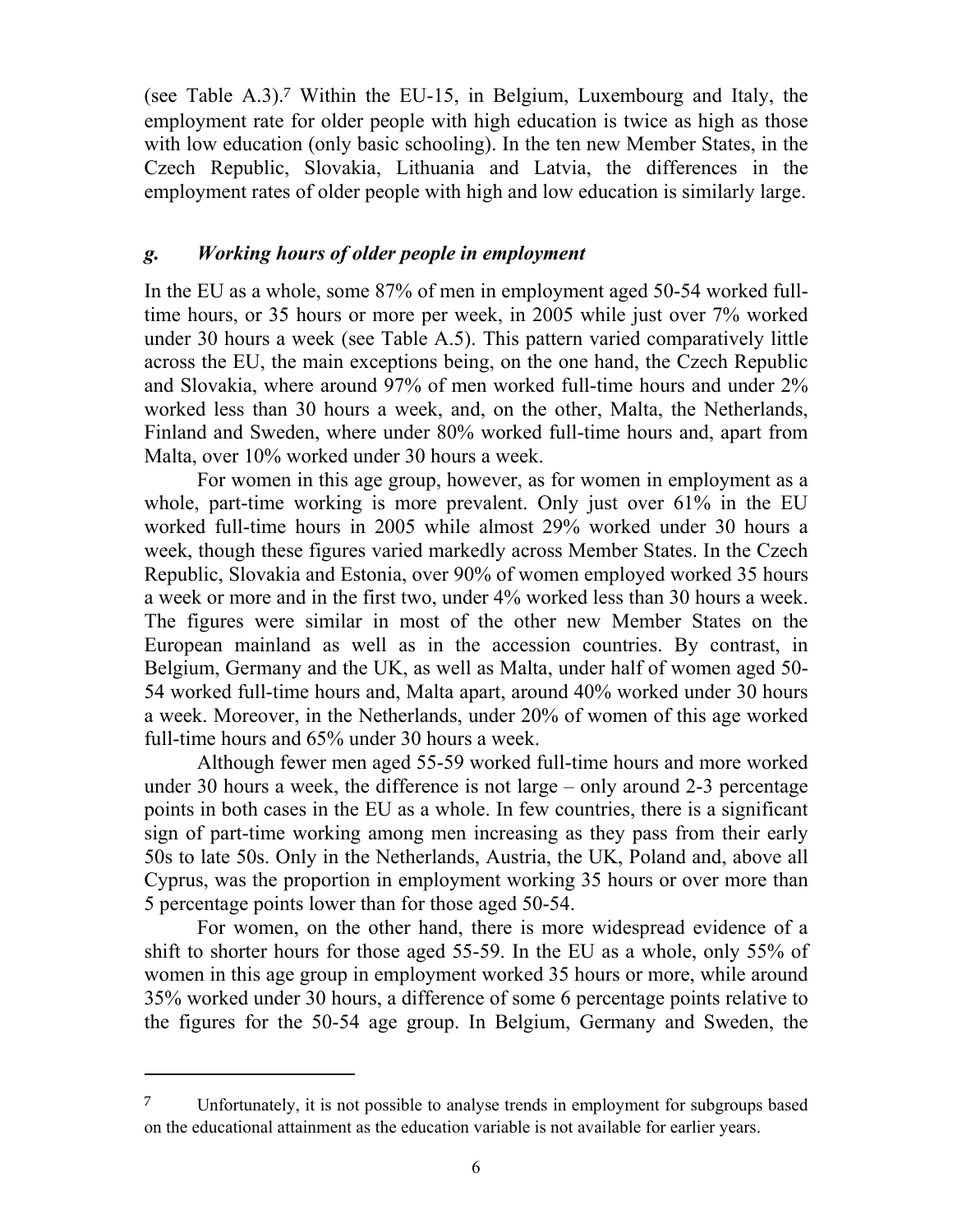(see Table A.3).[7] Within the EU-15, in Belgium, Luxembourg and Italy, the employment rate for older people with high education is twice as high as those with low education (only basic schooling). In the ten new Member States, in the Czech Republic, Slovakia, Lithuania and Latvia, the differences in the employment rates of older people with high and low education is similarly large.

### *g. Working hours of older people in employment*

In the EU as a whole, some 87% of men in employment aged 50-54 worked full-time hours, or 35 hours or more per week, in 2005 while just over 7% worked under 30 hours a week (see Table A.5). This pattern varied comparatively little across the EU, the main exceptions being, on the one hand, the Czech Republic and Slovakia, where around 97% of men worked full-time hours and under 2% worked less than 30 hours a week, and, on the other, Malta, the Netherlands, Finland and Sweden, where under 80% worked full-time hours and, apart from Malta, over 10% worked under 30 hours a week.

For women in this age group, however, as for women in employment as a whole, part-time working is more prevalent. Only just over 61% in the EU worked full-time hours in 2005 while almost 29% worked under 30 hours a week, though these figures varied markedly across Member States. In the Czech Republic, Slovakia and Estonia, over 90% of women employed worked 35 hours a week or more and in the first two, under 4% worked less than 30 hours a week. The figures were similar in most of the other new Member States on the European mainland as well as in the accession countries. By contrast, in Belgium, Germany and the UK, as well as Malta, under half of women aged 50-54 worked full-time hours and, Malta apart, around 40% worked under 30 hours a week. Moreover, in the Netherlands, under 20% of women of this age worked full-time hours and 65% under 30 hours a week.

Although fewer men aged 55-59 worked full-time hours and more worked under 30 hours a week, the difference is not large – only around 2-3 percentage points in both cases in the EU as a whole. In few countries, there is a significant sign of part-time working among men increasing as they pass from their early 50s to late 50s. Only in the Netherlands, Austria, the UK, Poland and, above all Cyprus, was the proportion in employment working 35 hours or over more than 5 percentage points lower than for those aged 50-54.

For women, on the other hand, there is more widespread evidence of a shift to shorter hours for those aged 55-59. In the EU as a whole, only 55% of women in this age group in employment worked 35 hours or more, while around 35% worked under 30 hours, a difference of some 6 percentage points relative to the figures for the 50-54 age group. In Belgium, Germany and Sweden, the

---

[7] Unfortunately, it is not possible to analyse trends in employment for subgroups based on the educational attainment as the education variable is not available for earlier years.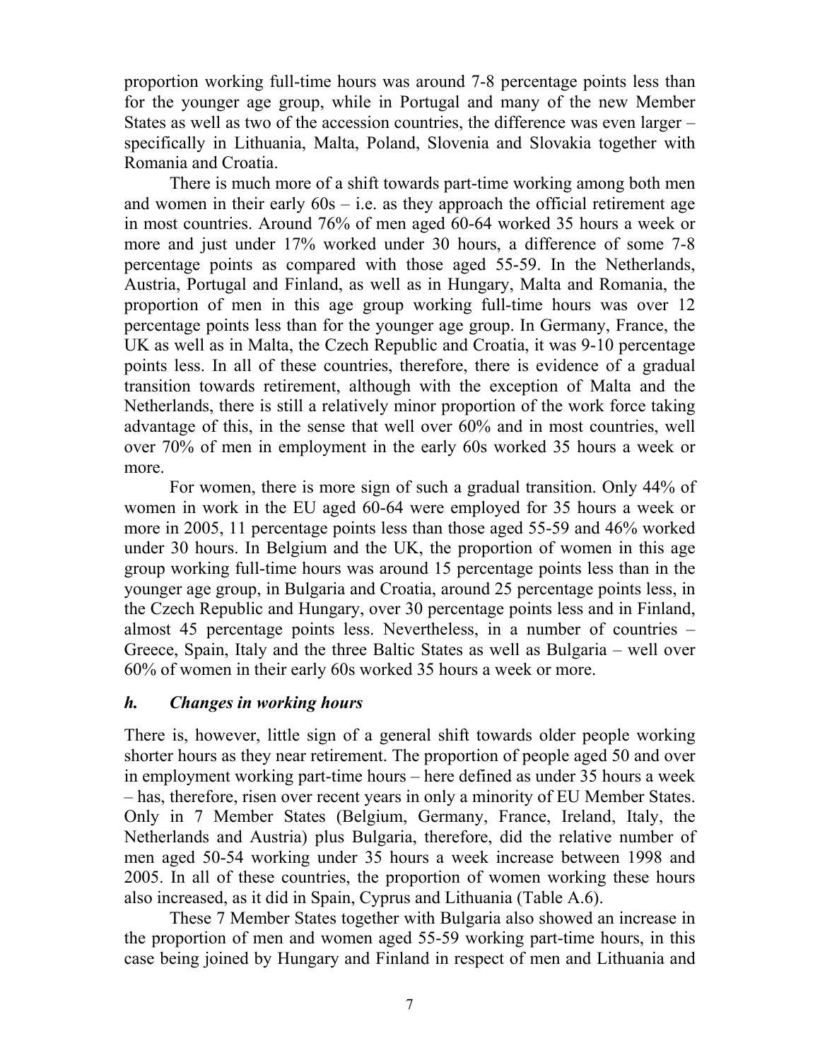proportion working full-time hours was around 7-8 percentage points less than for the younger age group, while in Portugal and many of the new Member States as well as two of the accession countries, the difference was even larger – specifically in Lithuania, Malta, Poland, Slovenia and Slovakia together with Romania and Croatia.

There is much more of a shift towards part-time working among both men and women in their early 60s – i.e. as they approach the official retirement age in most countries. Around 76% of men aged 60-64 worked 35 hours a week or more and just under 17% worked under 30 hours, a difference of some 7-8 percentage points as compared with those aged 55-59. In the Netherlands, Austria, Portugal and Finland, as well as in Hungary, Malta and Romania, the proportion of men in this age group working full-time hours was over 12 percentage points less than for the younger age group. In Germany, France, the UK as well as in Malta, the Czech Republic and Croatia, it was 9-10 percentage points less. In all of these countries, therefore, there is evidence of a gradual transition towards retirement, although with the exception of Malta and the Netherlands, there is still a relatively minor proportion of the work force taking advantage of this, in the sense that well over 60% and in most countries, well over 70% of men in employment in the early 60s worked 35 hours a week or more.

For women, there is more sign of such a gradual transition. Only 44% of women in work in the EU aged 60-64 were employed for 35 hours a week or more in 2005, 11 percentage points less than those aged 55-59 and 46% worked under 30 hours. In Belgium and the UK, the proportion of women in this age group working full-time hours was around 15 percentage points less than in the younger age group, in Bulgaria and Croatia, around 25 percentage points less, in the Czech Republic and Hungary, over 30 percentage points less and in Finland, almost 45 percentage points less. Nevertheless, in a number of countries – Greece, Spain, Italy and the three Baltic States as well as Bulgaria – well over 60% of women in their early 60s worked 35 hours a week or more.

### *h. Changes in working hours*

There is, however, little sign of a general shift towards older people working shorter hours as they near retirement. The proportion of people aged 50 and over in employment working part-time hours – here defined as under 35 hours a week – has, therefore, risen over recent years in only a minority of EU Member States. Only in 7 Member States (Belgium, Germany, France, Ireland, Italy, the Netherlands and Austria) plus Bulgaria, therefore, did the relative number of men aged 50-54 working under 35 hours a week increase between 1998 and 2005. In all of these countries, the proportion of women working these hours also increased, as it did in Spain, Cyprus and Lithuania (Table A.6).

These 7 Member States together with Bulgaria also showed an increase in the proportion of men and women aged 55-59 working part-time hours, in this case being joined by Hungary and Finland in respect of men and Lithuania and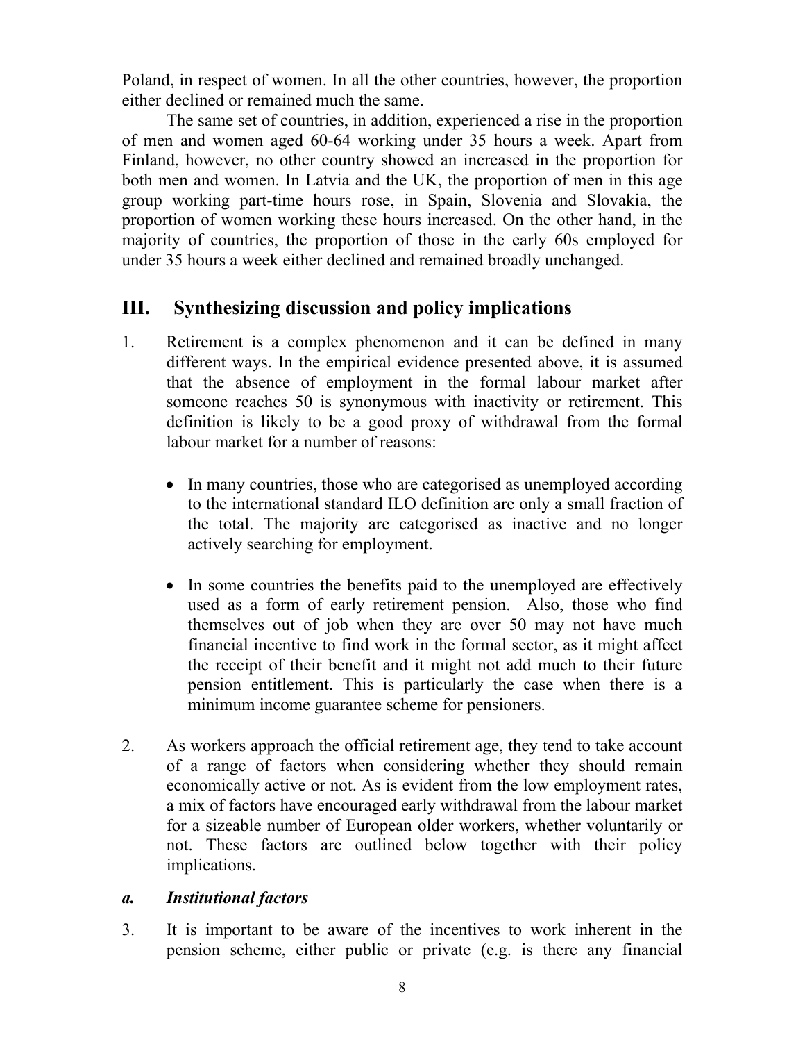Poland, in respect of women. In all the other countries, however, the proportion either declined or remained much the same.

The same set of countries, in addition, experienced a rise in the proportion of men and women aged 60-64 working under 35 hours a week. Apart from Finland, however, no other country showed an increased in the proportion for both men and women. In Latvia and the UK, the proportion of men in this age group working part-time hours rose, in Spain, Slovenia and Slovakia, the proportion of women working these hours increased. On the other hand, in the majority of countries, the proportion of those in the early 60s employed for under 35 hours a week either declined and remained broadly unchanged.

## III. Synthesizing discussion and policy implications

1. Retirement is a complex phenomenon and it can be defined in many different ways. In the empirical evidence presented above, it is assumed that the absence of employment in the formal labour market after someone reaches 50 is synonymous with inactivity or retirement. This definition is likely to be a good proxy of withdrawal from the formal labour market for a number of reasons:

   - In many countries, those who are categorised as unemployed according to the international standard ILO definition are only a small fraction of the total. The majority are categorised as inactive and no longer actively searching for employment.

   - In some countries the benefits paid to the unemployed are effectively used as a form of early retirement pension. Also, those who find themselves out of job when they are over 50 may not have much financial incentive to find work in the formal sector, as it might affect the receipt of their benefit and it might not add much to their future pension entitlement. This is particularly the case when there is a minimum income guarantee scheme for pensioners.

2. As workers approach the official retirement age, they tend to take account of a range of factors when considering whether they should remain economically active or not. As is evident from the low employment rates, a mix of factors have encouraged early withdrawal from the labour market for a sizeable number of European older workers, whether voluntarily or not. These factors are outlined below together with their policy implications.

### *a. Institutional factors*

3. It is important to be aware of the incentives to work inherent in the pension scheme, either public or private (e.g. is there any financial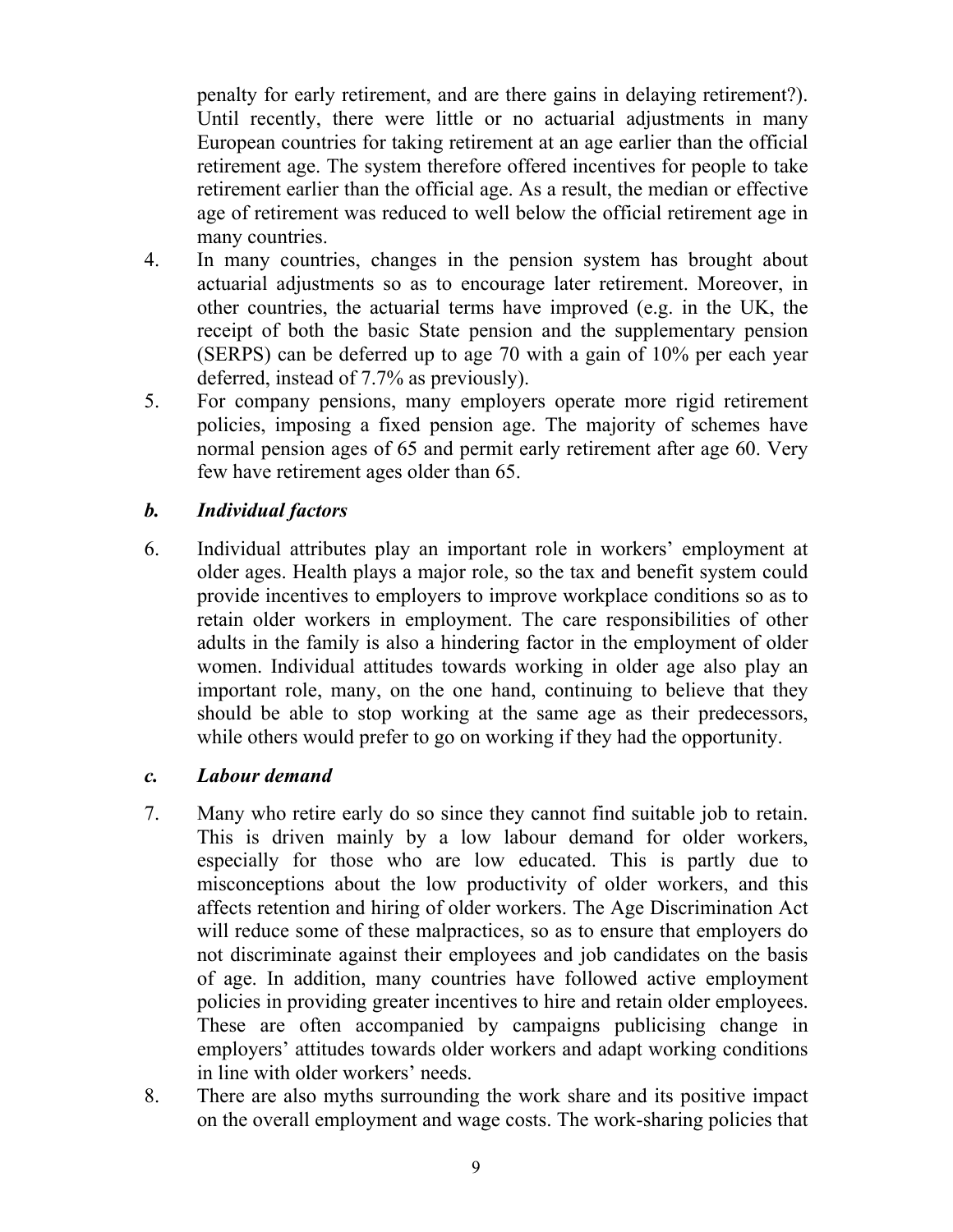penalty for early retirement, and are there gains in delaying retirement?). Until recently, there were little or no actuarial adjustments in many European countries for taking retirement at an age earlier than the official retirement age. The system therefore offered incentives for people to take retirement earlier than the official age. As a result, the median or effective age of retirement was reduced to well below the official retirement age in many countries.

4. In many countries, changes in the pension system has brought about actuarial adjustments so as to encourage later retirement. Moreover, in other countries, the actuarial terms have improved (e.g. in the UK, the receipt of both the basic State pension and the supplementary pension (SERPS) can be deferred up to age 70 with a gain of 10% per each year deferred, instead of 7.7% as previously).
5. For company pensions, many employers operate more rigid retirement policies, imposing a fixed pension age. The majority of schemes have normal pension ages of 65 and permit early retirement after age 60. Very few have retirement ages older than 65.

### *b. Individual factors*

6. Individual attributes play an important role in workers' employment at older ages. Health plays a major role, so the tax and benefit system could provide incentives to employers to improve workplace conditions so as to retain older workers in employment. The care responsibilities of other adults in the family is also a hindering factor in the employment of older women. Individual attitudes towards working in older age also play an important role, many, on the one hand, continuing to believe that they should be able to stop working at the same age as their predecessors, while others would prefer to go on working if they had the opportunity.

### *c. Labour demand*

7. Many who retire early do so since they cannot find suitable job to retain. This is driven mainly by a low labour demand for older workers, especially for those who are low educated. This is partly due to misconceptions about the low productivity of older workers, and this affects retention and hiring of older workers. The Age Discrimination Act will reduce some of these malpractices, so as to ensure that employers do not discriminate against their employees and job candidates on the basis of age. In addition, many countries have followed active employment policies in providing greater incentives to hire and retain older employees. These are often accompanied by campaigns publicising change in employers' attitudes towards older workers and adapt working conditions in line with older workers' needs.
8. There are also myths surrounding the work share and its positive impact on the overall employment and wage costs. The work-sharing policies that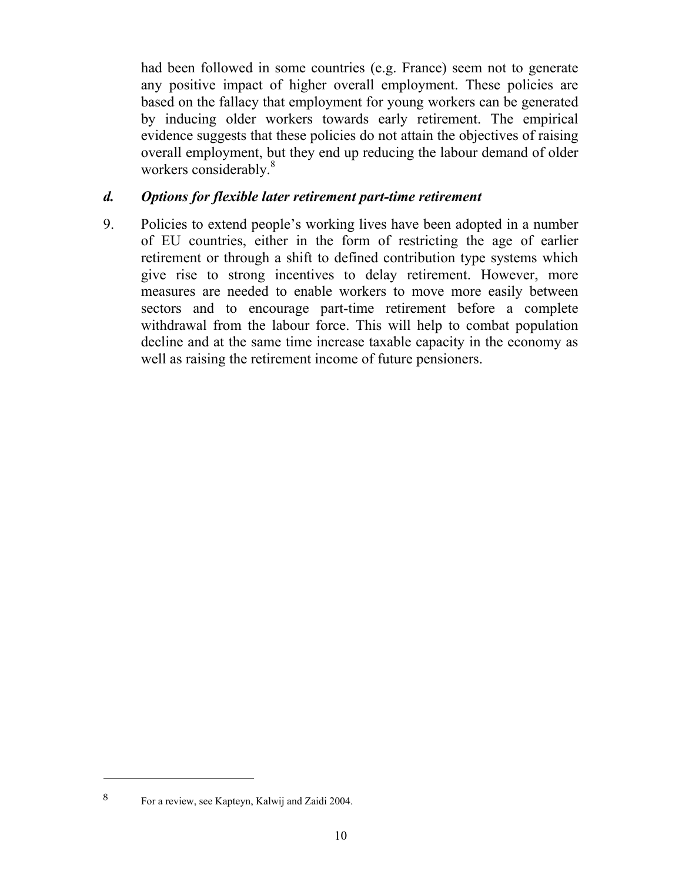had been followed in some countries (e.g. France) seem not to generate any positive impact of higher overall employment. These policies are based on the fallacy that employment for young workers can be generated by inducing older workers towards early retirement. The empirical evidence suggests that these policies do not attain the objectives of raising overall employment, but they end up reducing the labour demand of older workers considerably.[8]

### *d. Options for flexible later retirement part-time retirement*

9. Policies to extend people's working lives have been adopted in a number of EU countries, either in the form of restricting the age of earlier retirement or through a shift to defined contribution type systems which give rise to strong incentives to delay retirement. However, more measures are needed to enable workers to move more easily between sectors and to encourage part-time retirement before a complete withdrawal from the labour force. This will help to combat population decline and at the same time increase taxable capacity in the economy as well as raising the retirement income of future pensioners.

---

8 For a review, see Kapteyn, Kalwij and Zaidi 2004.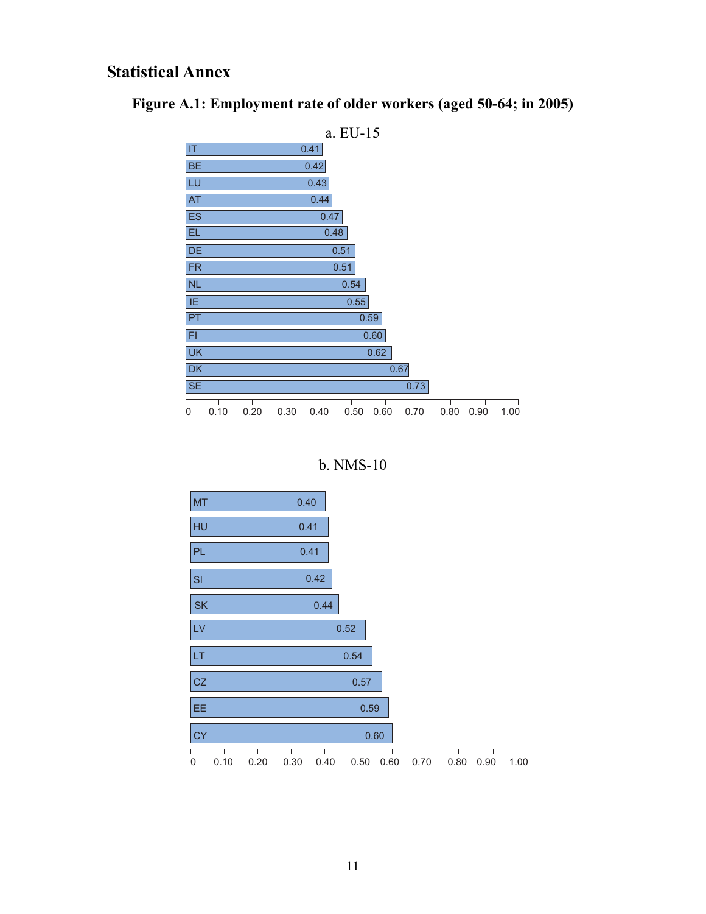## Statistical Annex

### Figure A.1: Employment rate of older workers (aged 50-64; in 2005)

a. EU-15

| Country | Rate |
| --- | --- |
| IT | 0.41 |
| BE | 0.42 |
| LU | 0.43 |
| AT | 0.44 |
| ES | 0.47 |
| EL | 0.48 |
| DE | 0.51 |
| FR | 0.51 |
| NL | 0.54 |
| IE | 0.55 |
| PT | 0.59 |
| FI | 0.60 |
| UK | 0.62 |
| DK | 0.67 |
| SE | 0.73 |

b. NMS-10

| Country | Rate |
| --- | --- |
| MT | 0.40 |
| HU | 0.41 |
| PL | 0.41 |
| SI | 0.42 |
| SK | 0.44 |
| LV | 0.52 |
| LT | 0.54 |
| CZ | 0.57 |
| EE | 0.59 |
| CY | 0.60 |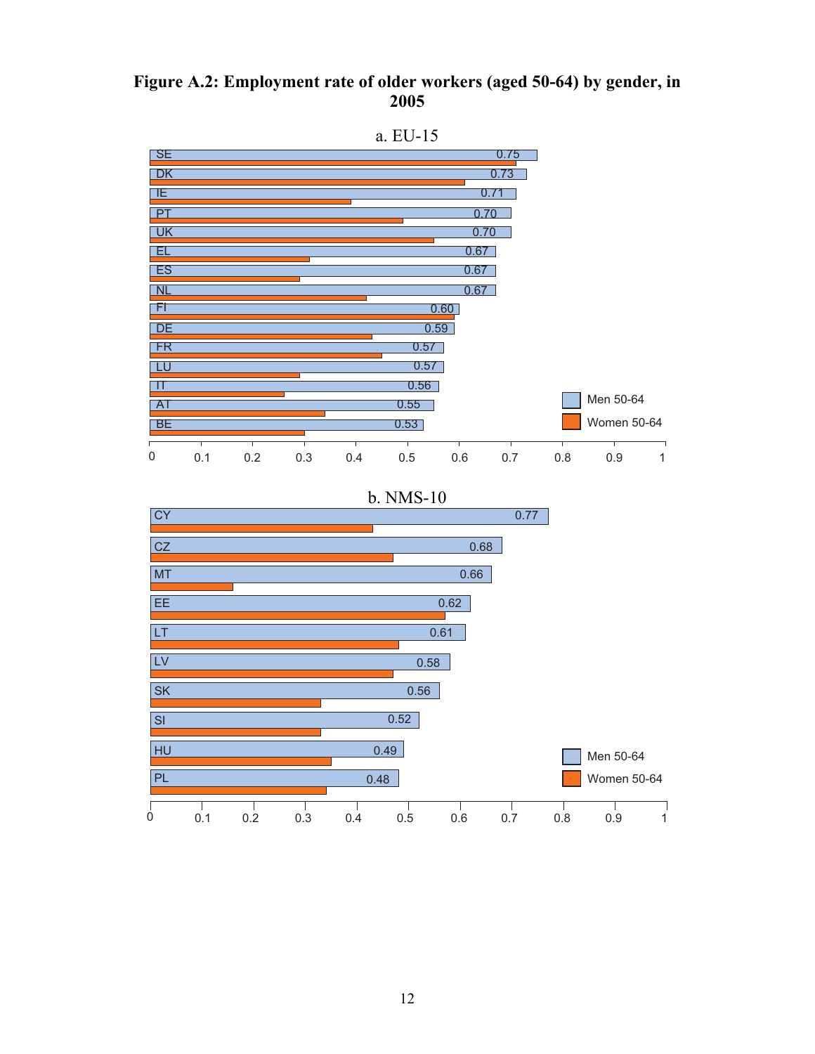**Figure A.2: Employment rate of older workers (aged 50-64) by gender, in 2005**

a. EU-15

| Country | Men 50-64 |
|---|---|
| SE | 0.75 |
| DK | 0.73 |
| IE | 0.71 |
| PT | 0.70 |
| UK | 0.70 |
| EL | 0.67 |
| ES | 0.67 |
| NL | 0.67 |
| FI | 0.60 |
| DE | 0.59 |
| FR | 0.57 |
| LU | 0.57 |
| IT | 0.56 |
| AT | 0.55 |
| BE | 0.53 |

b. NMS-10

| Country | Men 50-64 |
|---|---|
| CY | 0.77 |
| CZ | 0.68 |
| MT | 0.66 |
| EE | 0.62 |
| LT | 0.61 |
| LV | 0.58 |
| SK | 0.56 |
| SI | 0.52 |
| HU | 0.49 |
| PL | 0.48 |

Legend: Men 50-64; Women 50-64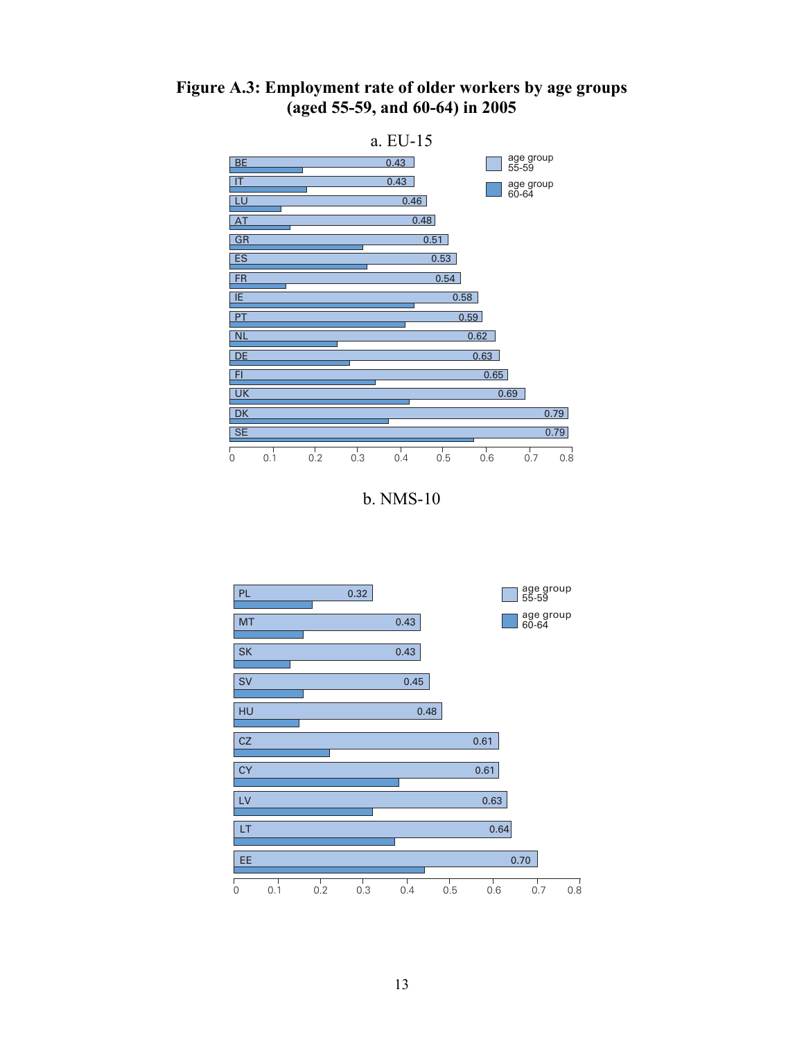**Figure A.3: Employment rate of older workers by age groups (aged 55-59, and 60-64) in 2005**

a. EU-15

| Country | age group 55-59 |
|---|---|
| BE | 0.43 |
| IT | 0.43 |
| LU | 0.46 |
| AT | 0.48 |
| GR | 0.51 |
| ES | 0.53 |
| FR | 0.54 |
| IE | 0.58 |
| PT | 0.59 |
| NL | 0.62 |
| DE | 0.63 |
| FI | 0.65 |
| UK | 0.69 |
| DK | 0.79 |
| SE | 0.79 |

b. NMS-10

| Country | age group 55-59 |
|---|---|
| PL | 0.32 |
| MT | 0.43 |
| SK | 0.43 |
| SV | 0.45 |
| HU | 0.48 |
| CZ | 0.61 |
| CY | 0.61 |
| LV | 0.63 |
| LT | 0.64 |
| EE | 0.70 |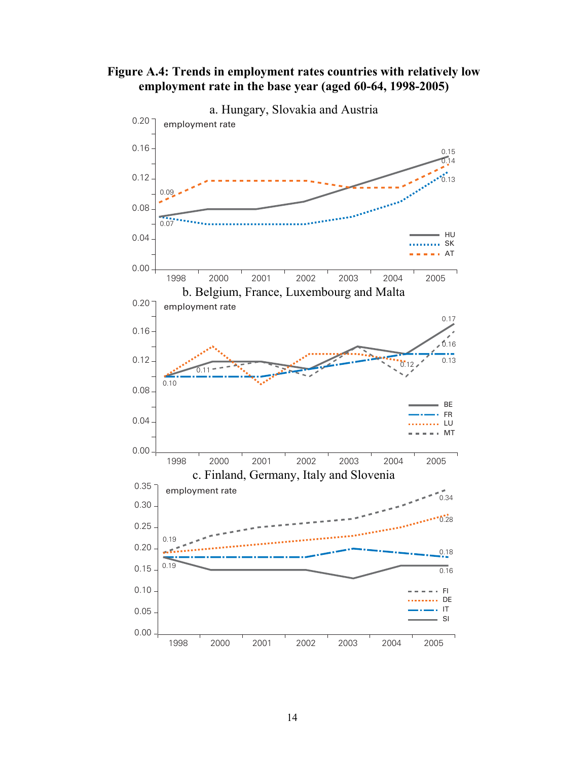**Figure A.4: Trends in employment rates countries with relatively low employment rate in the base year (aged 60-64, 1998-2005)**

a. Hungary, Slovakia and Austria

b. Belgium, France, Luxembourg and Malta

c. Finland, Germany, Italy and Slovenia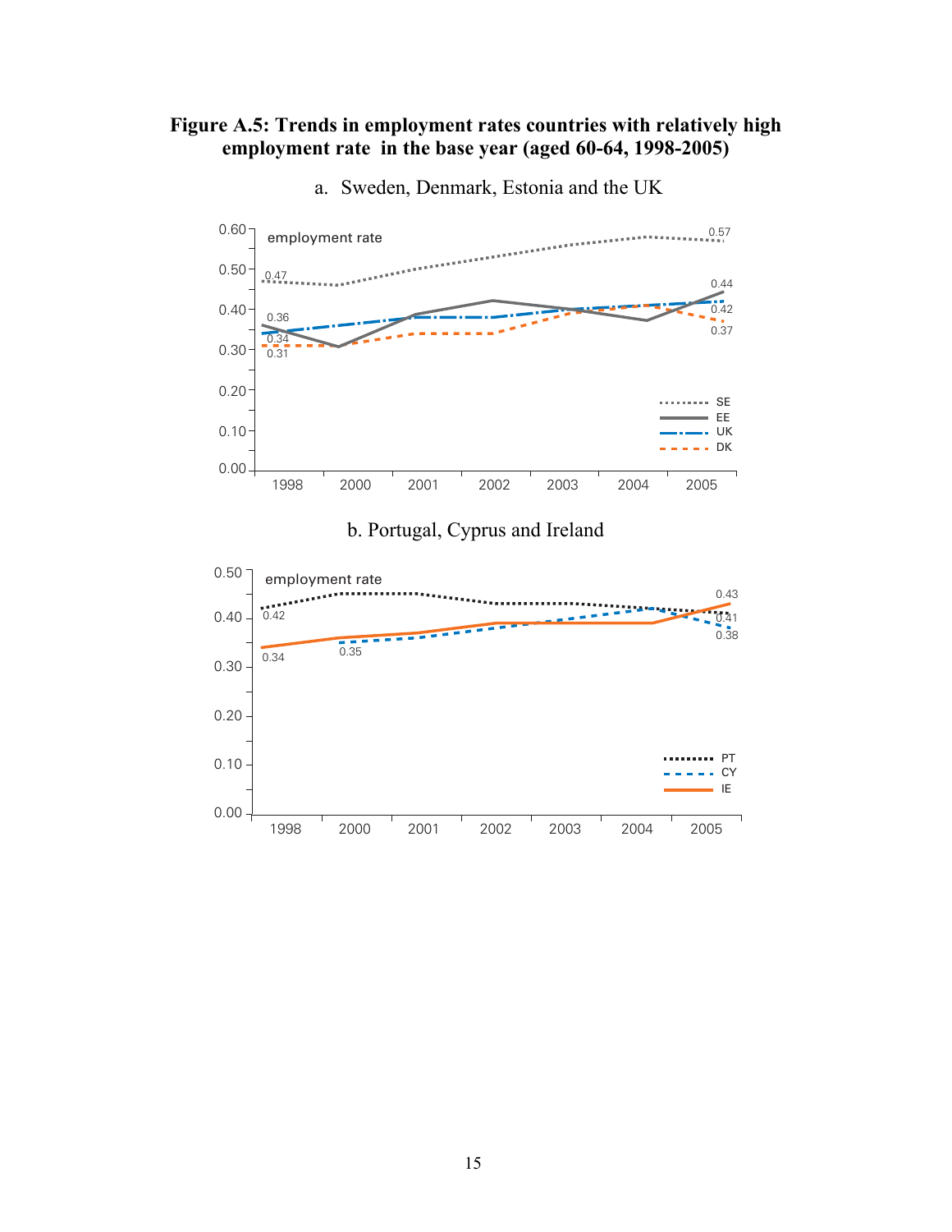**Figure A.5: Trends in employment rates countries with relatively high employment rate in the base year (aged 60-64, 1998-2005)**

a. Sweden, Denmark, Estonia and the UK

b. Portugal, Cyprus and Ireland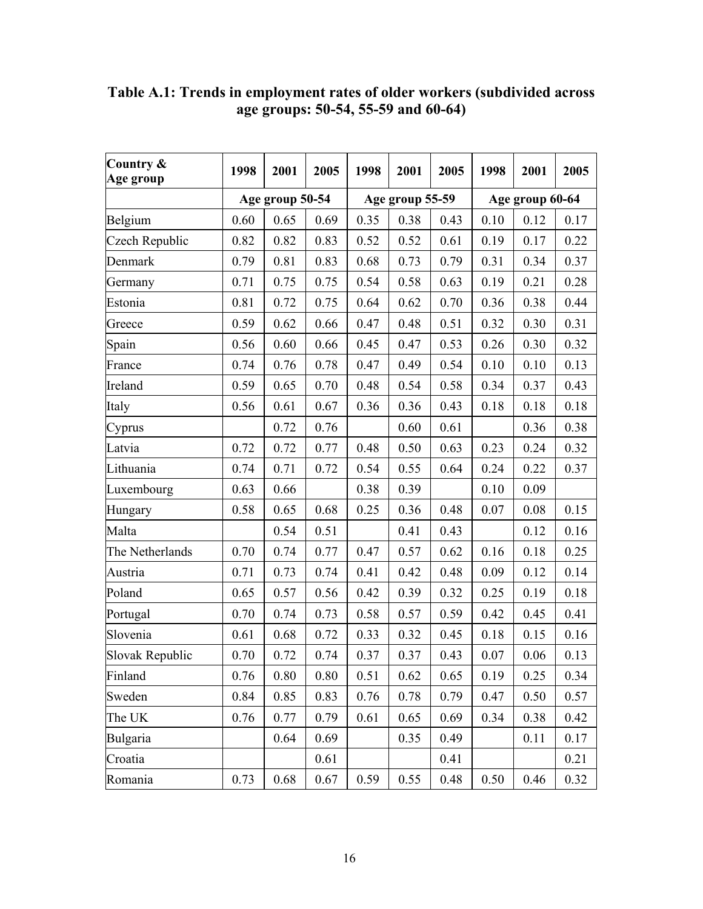**Table A.1: Trends in employment rates of older workers (subdivided across age groups: 50-54, 55-59 and 60-64)**

| Country & Age group | 1998 | 2001 | 2005 | 1998 | 2001 | 2005 | 1998 | 2001 | 2005 |
|---|---|---|---|---|---|---|---|---|---|
| | Age group 50-54 | | | Age group 55-59 | | | Age group 60-64 | | |
| Belgium | 0.60 | 0.65 | 0.69 | 0.35 | 0.38 | 0.43 | 0.10 | 0.12 | 0.17 |
| Czech Republic | 0.82 | 0.82 | 0.83 | 0.52 | 0.52 | 0.61 | 0.19 | 0.17 | 0.22 |
| Denmark | 0.79 | 0.81 | 0.83 | 0.68 | 0.73 | 0.79 | 0.31 | 0.34 | 0.37 |
| Germany | 0.71 | 0.75 | 0.75 | 0.54 | 0.58 | 0.63 | 0.19 | 0.21 | 0.28 |
| Estonia | 0.81 | 0.72 | 0.75 | 0.64 | 0.62 | 0.70 | 0.36 | 0.38 | 0.44 |
| Greece | 0.59 | 0.62 | 0.66 | 0.47 | 0.48 | 0.51 | 0.32 | 0.30 | 0.31 |
| Spain | 0.56 | 0.60 | 0.66 | 0.45 | 0.47 | 0.53 | 0.26 | 0.30 | 0.32 |
| France | 0.74 | 0.76 | 0.78 | 0.47 | 0.49 | 0.54 | 0.10 | 0.10 | 0.13 |
| Ireland | 0.59 | 0.65 | 0.70 | 0.48 | 0.54 | 0.58 | 0.34 | 0.37 | 0.43 |
| Italy | 0.56 | 0.61 | 0.67 | 0.36 | 0.36 | 0.43 | 0.18 | 0.18 | 0.18 |
| Cyprus | | 0.72 | 0.76 | | 0.60 | 0.61 | | 0.36 | 0.38 |
| Latvia | 0.72 | 0.72 | 0.77 | 0.48 | 0.50 | 0.63 | 0.23 | 0.24 | 0.32 |
| Lithuania | 0.74 | 0.71 | 0.72 | 0.54 | 0.55 | 0.64 | 0.24 | 0.22 | 0.37 |
| Luxembourg | 0.63 | 0.66 | | 0.38 | 0.39 | | 0.10 | 0.09 | |
| Hungary | 0.58 | 0.65 | 0.68 | 0.25 | 0.36 | 0.48 | 0.07 | 0.08 | 0.15 |
| Malta | | 0.54 | 0.51 | | 0.41 | 0.43 | | 0.12 | 0.16 |
| The Netherlands | 0.70 | 0.74 | 0.77 | 0.47 | 0.57 | 0.62 | 0.16 | 0.18 | 0.25 |
| Austria | 0.71 | 0.73 | 0.74 | 0.41 | 0.42 | 0.48 | 0.09 | 0.12 | 0.14 |
| Poland | 0.65 | 0.57 | 0.56 | 0.42 | 0.39 | 0.32 | 0.25 | 0.19 | 0.18 |
| Portugal | 0.70 | 0.74 | 0.73 | 0.58 | 0.57 | 0.59 | 0.42 | 0.45 | 0.41 |
| Slovenia | 0.61 | 0.68 | 0.72 | 0.33 | 0.32 | 0.45 | 0.18 | 0.15 | 0.16 |
| Slovak Republic | 0.70 | 0.72 | 0.74 | 0.37 | 0.37 | 0.43 | 0.07 | 0.06 | 0.13 |
| Finland | 0.76 | 0.80 | 0.80 | 0.51 | 0.62 | 0.65 | 0.19 | 0.25 | 0.34 |
| Sweden | 0.84 | 0.85 | 0.83 | 0.76 | 0.78 | 0.79 | 0.47 | 0.50 | 0.57 |
| The UK | 0.76 | 0.77 | 0.79 | 0.61 | 0.65 | 0.69 | 0.34 | 0.38 | 0.42 |
| Bulgaria | | 0.64 | 0.69 | | 0.35 | 0.49 | | 0.11 | 0.17 |
| Croatia | | | 0.61 | | | 0.41 | | | 0.21 |
| Romania | 0.73 | 0.68 | 0.67 | 0.59 | 0.55 | 0.48 | 0.50 | 0.46 | 0.32 |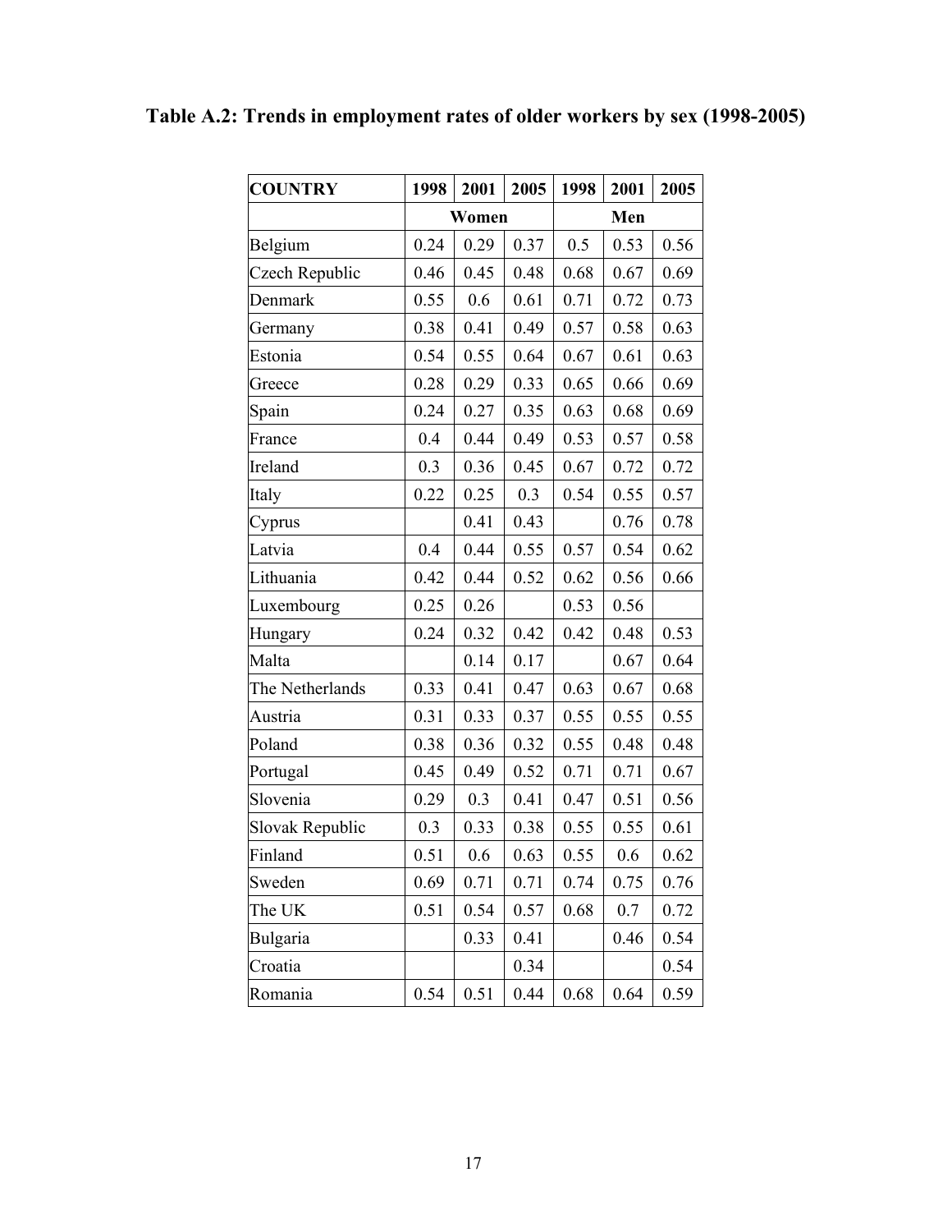**Table A.2: Trends in employment rates of older workers by sex (1998-2005)**

| COUNTRY | 1998 | 2001 | 2005 | 1998 | 2001 | 2005 |
|---|---|---|---|---|---|---|
| | Women | | | Men | | |
| Belgium | 0.24 | 0.29 | 0.37 | 0.5 | 0.53 | 0.56 |
| Czech Republic | 0.46 | 0.45 | 0.48 | 0.68 | 0.67 | 0.69 |
| Denmark | 0.55 | 0.6 | 0.61 | 0.71 | 0.72 | 0.73 |
| Germany | 0.38 | 0.41 | 0.49 | 0.57 | 0.58 | 0.63 |
| Estonia | 0.54 | 0.55 | 0.64 | 0.67 | 0.61 | 0.63 |
| Greece | 0.28 | 0.29 | 0.33 | 0.65 | 0.66 | 0.69 |
| Spain | 0.24 | 0.27 | 0.35 | 0.63 | 0.68 | 0.69 |
| France | 0.4 | 0.44 | 0.49 | 0.53 | 0.57 | 0.58 |
| Ireland | 0.3 | 0.36 | 0.45 | 0.67 | 0.72 | 0.72 |
| Italy | 0.22 | 0.25 | 0.3 | 0.54 | 0.55 | 0.57 |
| Cyprus | | 0.41 | 0.43 | | 0.76 | 0.78 |
| Latvia | 0.4 | 0.44 | 0.55 | 0.57 | 0.54 | 0.62 |
| Lithuania | 0.42 | 0.44 | 0.52 | 0.62 | 0.56 | 0.66 |
| Luxembourg | 0.25 | 0.26 | | 0.53 | 0.56 | |
| Hungary | 0.24 | 0.32 | 0.42 | 0.42 | 0.48 | 0.53 |
| Malta | | 0.14 | 0.17 | | 0.67 | 0.64 |
| The Netherlands | 0.33 | 0.41 | 0.47 | 0.63 | 0.67 | 0.68 |
| Austria | 0.31 | 0.33 | 0.37 | 0.55 | 0.55 | 0.55 |
| Poland | 0.38 | 0.36 | 0.32 | 0.55 | 0.48 | 0.48 |
| Portugal | 0.45 | 0.49 | 0.52 | 0.71 | 0.71 | 0.67 |
| Slovenia | 0.29 | 0.3 | 0.41 | 0.47 | 0.51 | 0.56 |
| Slovak Republic | 0.3 | 0.33 | 0.38 | 0.55 | 0.55 | 0.61 |
| Finland | 0.51 | 0.6 | 0.63 | 0.55 | 0.6 | 0.62 |
| Sweden | 0.69 | 0.71 | 0.71 | 0.74 | 0.75 | 0.76 |
| The UK | 0.51 | 0.54 | 0.57 | 0.68 | 0.7 | 0.72 |
| Bulgaria | | 0.33 | 0.41 | | 0.46 | 0.54 |
| Croatia | | | 0.34 | | | 0.54 |
| Romania | 0.54 | 0.51 | 0.44 | 0.68 | 0.64 | 0.59 |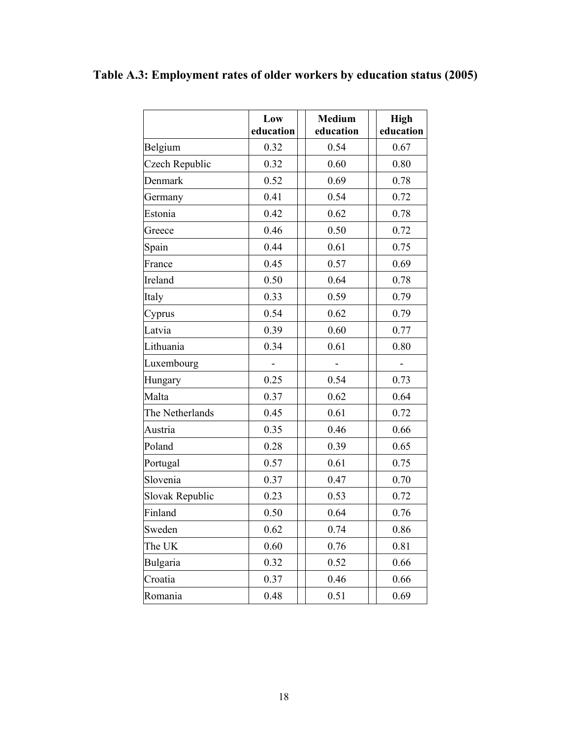**Table A.3: Employment rates of older workers by education status (2005)**

| | Low education | Medium education | High education |
|---|---|---|---|
| Belgium | 0.32 | 0.54 | 0.67 |
| Czech Republic | 0.32 | 0.60 | 0.80 |
| Denmark | 0.52 | 0.69 | 0.78 |
| Germany | 0.41 | 0.54 | 0.72 |
| Estonia | 0.42 | 0.62 | 0.78 |
| Greece | 0.46 | 0.50 | 0.72 |
| Spain | 0.44 | 0.61 | 0.75 |
| France | 0.45 | 0.57 | 0.69 |
| Ireland | 0.50 | 0.64 | 0.78 |
| Italy | 0.33 | 0.59 | 0.79 |
| Cyprus | 0.54 | 0.62 | 0.79 |
| Latvia | 0.39 | 0.60 | 0.77 |
| Lithuania | 0.34 | 0.61 | 0.80 |
| Luxembourg | - | - | - |
| Hungary | 0.25 | 0.54 | 0.73 |
| Malta | 0.37 | 0.62 | 0.64 |
| The Netherlands | 0.45 | 0.61 | 0.72 |
| Austria | 0.35 | 0.46 | 0.66 |
| Poland | 0.28 | 0.39 | 0.65 |
| Portugal | 0.57 | 0.61 | 0.75 |
| Slovenia | 0.37 | 0.47 | 0.70 |
| Slovak Republic | 0.23 | 0.53 | 0.72 |
| Finland | 0.50 | 0.64 | 0.76 |
| Sweden | 0.62 | 0.74 | 0.86 |
| The UK | 0.60 | 0.76 | 0.81 |
| Bulgaria | 0.32 | 0.52 | 0.66 |
| Croatia | 0.37 | 0.46 | 0.66 |
| Romania | 0.48 | 0.51 | 0.69 |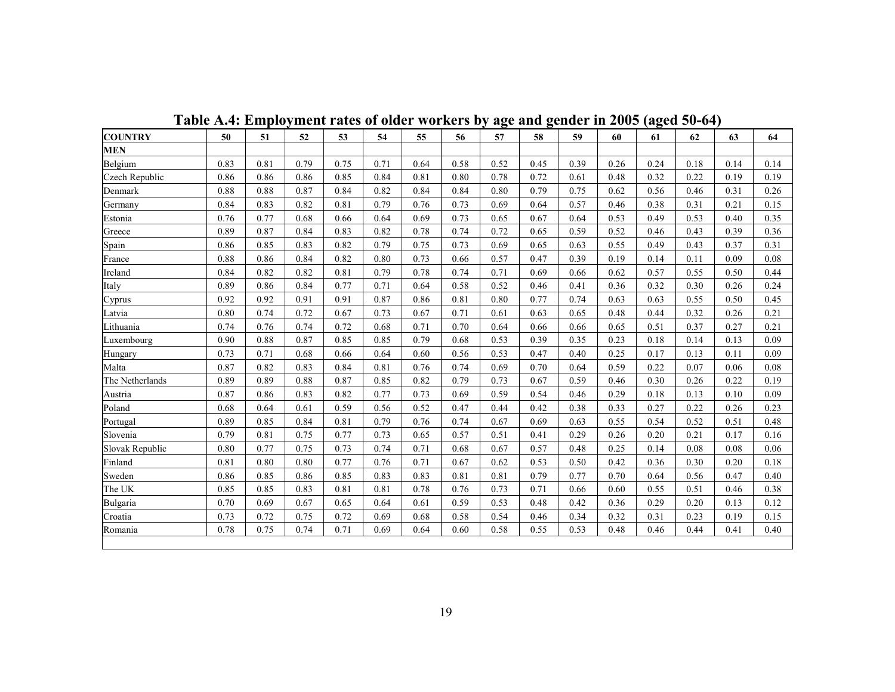**Table A.4: Employment rates of older workers by age and gender in 2005 (aged 50-64)**

| COUNTRY | 50 | 51 | 52 | 53 | 54 | 55 | 56 | 57 | 58 | 59 | 60 | 61 | 62 | 63 | 64 |
|---|---|---|---|---|---|---|---|---|---|---|---|---|---|---|---|
| **MEN** | | | | | | | | | | | | | | | |
| Belgium | 0.83 | 0.81 | 0.79 | 0.75 | 0.71 | 0.64 | 0.58 | 0.52 | 0.45 | 0.39 | 0.26 | 0.24 | 0.18 | 0.14 | 0.14 |
| Czech Republic | 0.86 | 0.86 | 0.86 | 0.85 | 0.84 | 0.81 | 0.80 | 0.78 | 0.72 | 0.61 | 0.48 | 0.32 | 0.22 | 0.19 | 0.19 |
| Denmark | 0.88 | 0.88 | 0.87 | 0.84 | 0.82 | 0.84 | 0.84 | 0.80 | 0.79 | 0.75 | 0.62 | 0.56 | 0.46 | 0.31 | 0.26 |
| Germany | 0.84 | 0.83 | 0.82 | 0.81 | 0.79 | 0.76 | 0.73 | 0.69 | 0.64 | 0.57 | 0.46 | 0.38 | 0.31 | 0.21 | 0.15 |
| Estonia | 0.76 | 0.77 | 0.68 | 0.66 | 0.64 | 0.69 | 0.73 | 0.65 | 0.67 | 0.64 | 0.53 | 0.49 | 0.53 | 0.40 | 0.35 |
| Greece | 0.89 | 0.87 | 0.84 | 0.83 | 0.82 | 0.78 | 0.74 | 0.72 | 0.65 | 0.59 | 0.52 | 0.46 | 0.43 | 0.39 | 0.36 |
| Spain | 0.86 | 0.85 | 0.83 | 0.82 | 0.79 | 0.75 | 0.73 | 0.69 | 0.65 | 0.63 | 0.55 | 0.49 | 0.43 | 0.37 | 0.31 |
| France | 0.88 | 0.86 | 0.84 | 0.82 | 0.80 | 0.73 | 0.66 | 0.57 | 0.47 | 0.39 | 0.19 | 0.14 | 0.11 | 0.09 | 0.08 |
| Ireland | 0.84 | 0.82 | 0.82 | 0.81 | 0.79 | 0.78 | 0.74 | 0.71 | 0.69 | 0.66 | 0.62 | 0.57 | 0.55 | 0.50 | 0.44 |
| Italy | 0.89 | 0.86 | 0.84 | 0.77 | 0.71 | 0.64 | 0.58 | 0.52 | 0.46 | 0.41 | 0.36 | 0.32 | 0.30 | 0.26 | 0.24 |
| Cyprus | 0.92 | 0.92 | 0.91 | 0.91 | 0.87 | 0.86 | 0.81 | 0.80 | 0.77 | 0.74 | 0.63 | 0.63 | 0.55 | 0.50 | 0.45 |
| Latvia | 0.80 | 0.74 | 0.72 | 0.67 | 0.73 | 0.67 | 0.71 | 0.61 | 0.63 | 0.65 | 0.48 | 0.44 | 0.32 | 0.26 | 0.21 |
| Lithuania | 0.74 | 0.76 | 0.74 | 0.72 | 0.68 | 0.71 | 0.70 | 0.64 | 0.66 | 0.66 | 0.65 | 0.51 | 0.37 | 0.27 | 0.21 |
| Luxembourg | 0.90 | 0.88 | 0.87 | 0.85 | 0.85 | 0.79 | 0.68 | 0.53 | 0.39 | 0.35 | 0.23 | 0.18 | 0.14 | 0.13 | 0.09 |
| Hungary | 0.73 | 0.71 | 0.68 | 0.66 | 0.64 | 0.60 | 0.56 | 0.53 | 0.47 | 0.40 | 0.25 | 0.17 | 0.13 | 0.11 | 0.09 |
| Malta | 0.87 | 0.82 | 0.83 | 0.84 | 0.81 | 0.76 | 0.74 | 0.69 | 0.70 | 0.64 | 0.59 | 0.22 | 0.07 | 0.06 | 0.08 |
| The Netherlands | 0.89 | 0.89 | 0.88 | 0.87 | 0.85 | 0.82 | 0.79 | 0.73 | 0.67 | 0.59 | 0.46 | 0.30 | 0.26 | 0.22 | 0.19 |
| Austria | 0.87 | 0.86 | 0.83 | 0.82 | 0.77 | 0.73 | 0.69 | 0.59 | 0.54 | 0.46 | 0.29 | 0.18 | 0.13 | 0.10 | 0.09 |
| Poland | 0.68 | 0.64 | 0.61 | 0.59 | 0.56 | 0.52 | 0.47 | 0.44 | 0.42 | 0.38 | 0.33 | 0.27 | 0.22 | 0.26 | 0.23 |
| Portugal | 0.89 | 0.85 | 0.84 | 0.81 | 0.79 | 0.76 | 0.74 | 0.67 | 0.69 | 0.63 | 0.55 | 0.54 | 0.52 | 0.51 | 0.48 |
| Slovenia | 0.79 | 0.81 | 0.75 | 0.77 | 0.73 | 0.65 | 0.57 | 0.51 | 0.41 | 0.29 | 0.26 | 0.20 | 0.21 | 0.17 | 0.16 |
| Slovak Republic | 0.80 | 0.77 | 0.75 | 0.73 | 0.74 | 0.71 | 0.68 | 0.67 | 0.57 | 0.48 | 0.25 | 0.14 | 0.08 | 0.08 | 0.06 |
| Finland | 0.81 | 0.80 | 0.80 | 0.77 | 0.76 | 0.71 | 0.67 | 0.62 | 0.53 | 0.50 | 0.42 | 0.36 | 0.30 | 0.20 | 0.18 |
| Sweden | 0.86 | 0.85 | 0.86 | 0.85 | 0.83 | 0.83 | 0.81 | 0.81 | 0.79 | 0.77 | 0.70 | 0.64 | 0.56 | 0.47 | 0.40 |
| The UK | 0.85 | 0.85 | 0.83 | 0.81 | 0.81 | 0.78 | 0.76 | 0.73 | 0.71 | 0.66 | 0.60 | 0.55 | 0.51 | 0.46 | 0.38 |
| Bulgaria | 0.70 | 0.69 | 0.67 | 0.65 | 0.64 | 0.61 | 0.59 | 0.53 | 0.48 | 0.42 | 0.36 | 0.29 | 0.20 | 0.13 | 0.12 |
| Croatia | 0.73 | 0.72 | 0.75 | 0.72 | 0.69 | 0.68 | 0.58 | 0.54 | 0.46 | 0.34 | 0.32 | 0.31 | 0.23 | 0.19 | 0.15 |
| Romania | 0.78 | 0.75 | 0.74 | 0.71 | 0.69 | 0.64 | 0.60 | 0.58 | 0.55 | 0.53 | 0.48 | 0.46 | 0.44 | 0.41 | 0.40 |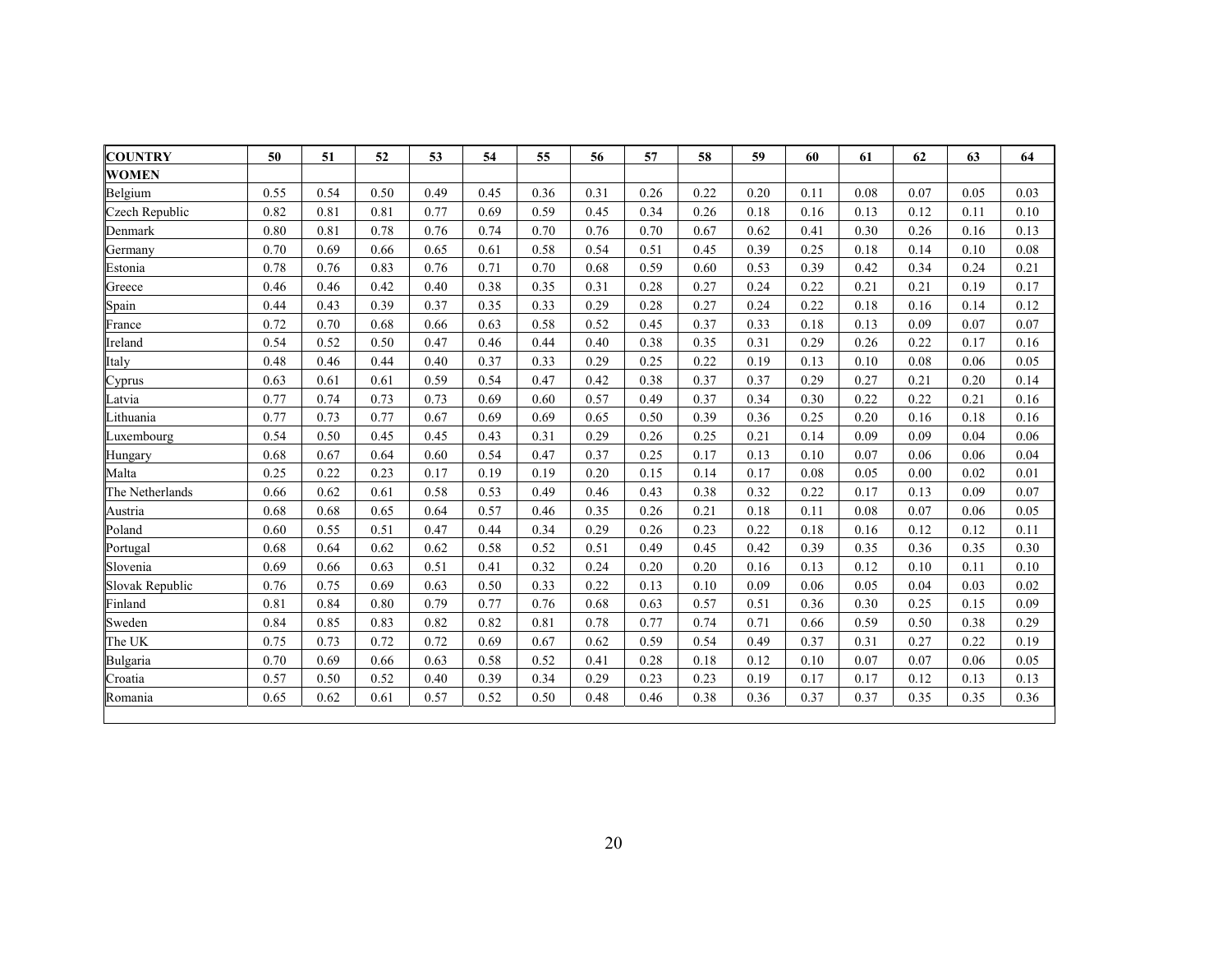| COUNTRY | 50 | 51 | 52 | 53 | 54 | 55 | 56 | 57 | 58 | 59 | 60 | 61 | 62 | 63 | 64 |
|---|---|---|---|---|---|---|---|---|---|---|---|---|---|---|---|
| **WOMEN** | | | | | | | | | | | | | | | |
| Belgium | 0.55 | 0.54 | 0.50 | 0.49 | 0.45 | 0.36 | 0.31 | 0.26 | 0.22 | 0.20 | 0.11 | 0.08 | 0.07 | 0.05 | 0.03 |
| Czech Republic | 0.82 | 0.81 | 0.81 | 0.77 | 0.69 | 0.59 | 0.45 | 0.34 | 0.26 | 0.18 | 0.16 | 0.13 | 0.12 | 0.11 | 0.10 |
| Denmark | 0.80 | 0.81 | 0.78 | 0.76 | 0.74 | 0.70 | 0.76 | 0.70 | 0.67 | 0.62 | 0.41 | 0.30 | 0.26 | 0.16 | 0.13 |
| Germany | 0.70 | 0.69 | 0.66 | 0.65 | 0.61 | 0.58 | 0.54 | 0.51 | 0.45 | 0.39 | 0.25 | 0.18 | 0.14 | 0.10 | 0.08 |
| Estonia | 0.78 | 0.76 | 0.83 | 0.76 | 0.71 | 0.70 | 0.68 | 0.59 | 0.60 | 0.53 | 0.39 | 0.42 | 0.34 | 0.24 | 0.21 |
| Greece | 0.46 | 0.46 | 0.42 | 0.40 | 0.38 | 0.35 | 0.31 | 0.28 | 0.27 | 0.24 | 0.22 | 0.21 | 0.21 | 0.19 | 0.17 |
| Spain | 0.44 | 0.43 | 0.39 | 0.37 | 0.35 | 0.33 | 0.29 | 0.28 | 0.27 | 0.24 | 0.22 | 0.18 | 0.16 | 0.14 | 0.12 |
| France | 0.72 | 0.70 | 0.68 | 0.66 | 0.63 | 0.58 | 0.52 | 0.45 | 0.37 | 0.33 | 0.18 | 0.13 | 0.09 | 0.07 | 0.07 |
| Ireland | 0.54 | 0.52 | 0.50 | 0.47 | 0.46 | 0.44 | 0.40 | 0.38 | 0.35 | 0.31 | 0.29 | 0.26 | 0.22 | 0.17 | 0.16 |
| Italy | 0.48 | 0.46 | 0.44 | 0.40 | 0.37 | 0.33 | 0.29 | 0.25 | 0.22 | 0.19 | 0.13 | 0.10 | 0.08 | 0.06 | 0.05 |
| Cyprus | 0.63 | 0.61 | 0.61 | 0.59 | 0.54 | 0.47 | 0.42 | 0.38 | 0.37 | 0.37 | 0.29 | 0.27 | 0.21 | 0.20 | 0.14 |
| Latvia | 0.77 | 0.74 | 0.73 | 0.73 | 0.69 | 0.60 | 0.57 | 0.49 | 0.37 | 0.34 | 0.30 | 0.22 | 0.22 | 0.21 | 0.16 |
| Lithuania | 0.77 | 0.73 | 0.77 | 0.67 | 0.69 | 0.69 | 0.65 | 0.50 | 0.39 | 0.36 | 0.25 | 0.20 | 0.16 | 0.18 | 0.16 |
| Luxembourg | 0.54 | 0.50 | 0.45 | 0.45 | 0.43 | 0.31 | 0.29 | 0.26 | 0.25 | 0.21 | 0.14 | 0.09 | 0.09 | 0.04 | 0.06 |
| Hungary | 0.68 | 0.67 | 0.64 | 0.60 | 0.54 | 0.47 | 0.37 | 0.25 | 0.17 | 0.13 | 0.10 | 0.07 | 0.06 | 0.06 | 0.04 |
| Malta | 0.25 | 0.22 | 0.23 | 0.17 | 0.19 | 0.19 | 0.20 | 0.15 | 0.14 | 0.17 | 0.08 | 0.05 | 0.00 | 0.02 | 0.01 |
| The Netherlands | 0.66 | 0.62 | 0.61 | 0.58 | 0.53 | 0.49 | 0.46 | 0.43 | 0.38 | 0.32 | 0.22 | 0.17 | 0.13 | 0.09 | 0.07 |
| Austria | 0.68 | 0.68 | 0.65 | 0.64 | 0.57 | 0.46 | 0.35 | 0.26 | 0.21 | 0.18 | 0.11 | 0.08 | 0.07 | 0.06 | 0.05 |
| Poland | 0.60 | 0.55 | 0.51 | 0.47 | 0.44 | 0.34 | 0.29 | 0.26 | 0.23 | 0.22 | 0.18 | 0.16 | 0.12 | 0.12 | 0.11 |
| Portugal | 0.68 | 0.64 | 0.62 | 0.62 | 0.58 | 0.52 | 0.51 | 0.49 | 0.45 | 0.42 | 0.39 | 0.35 | 0.36 | 0.35 | 0.30 |
| Slovenia | 0.69 | 0.66 | 0.63 | 0.51 | 0.41 | 0.32 | 0.24 | 0.20 | 0.20 | 0.16 | 0.13 | 0.12 | 0.10 | 0.11 | 0.10 |
| Slovak Republic | 0.76 | 0.75 | 0.69 | 0.63 | 0.50 | 0.33 | 0.22 | 0.13 | 0.10 | 0.09 | 0.06 | 0.05 | 0.04 | 0.03 | 0.02 |
| Finland | 0.81 | 0.84 | 0.80 | 0.79 | 0.77 | 0.76 | 0.68 | 0.63 | 0.57 | 0.51 | 0.36 | 0.30 | 0.25 | 0.15 | 0.09 |
| Sweden | 0.84 | 0.85 | 0.83 | 0.82 | 0.82 | 0.81 | 0.78 | 0.77 | 0.74 | 0.71 | 0.66 | 0.59 | 0.50 | 0.38 | 0.29 |
| The UK | 0.75 | 0.73 | 0.72 | 0.72 | 0.69 | 0.67 | 0.62 | 0.59 | 0.54 | 0.49 | 0.37 | 0.31 | 0.27 | 0.22 | 0.19 |
| Bulgaria | 0.70 | 0.69 | 0.66 | 0.63 | 0.58 | 0.52 | 0.41 | 0.28 | 0.18 | 0.12 | 0.10 | 0.07 | 0.07 | 0.06 | 0.05 |
| Croatia | 0.57 | 0.50 | 0.52 | 0.40 | 0.39 | 0.34 | 0.29 | 0.23 | 0.23 | 0.19 | 0.17 | 0.17 | 0.12 | 0.13 | 0.13 |
| Romania | 0.65 | 0.62 | 0.61 | 0.57 | 0.52 | 0.50 | 0.48 | 0.46 | 0.38 | 0.36 | 0.37 | 0.37 | 0.35 | 0.35 | 0.36 |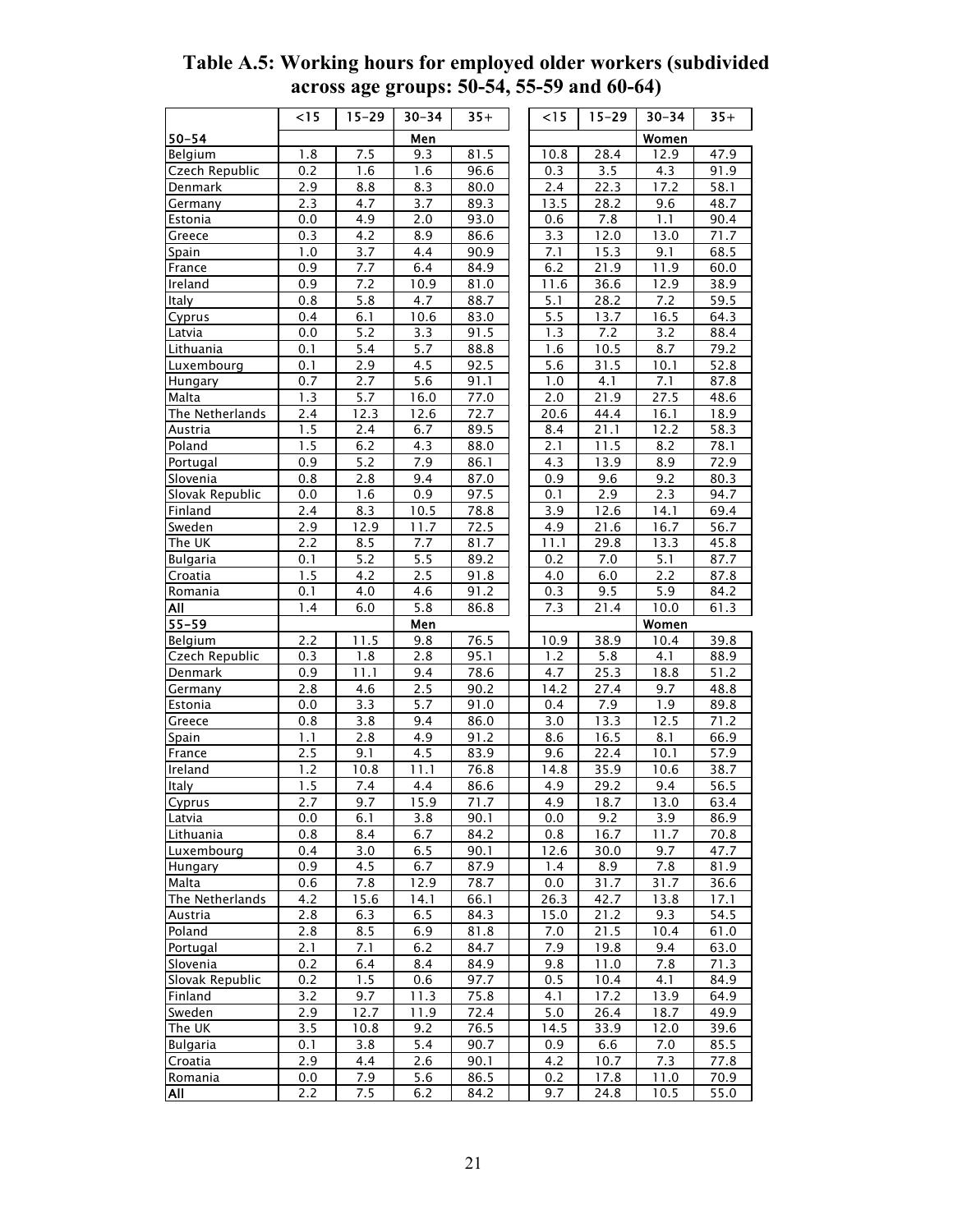# Table A.5: Working hours for employed older workers (subdivided across age groups: 50-54, 55-59 and 60-64)

| | <15 | 15-29 | 30-34 | 35+ | | <15 | 15-29 | 30-34 | 35+ |
|---|---|---|---|---|---|---|---|---|---|
| **50-54** | | | Men | | | | | Women | |
| Belgium | 1.8 | 7.5 | 9.3 | 81.5 | | 10.8 | 28.4 | 12.9 | 47.9 |
| Czech Republic | 0.2 | 1.6 | 1.6 | 96.6 | | 0.3 | 3.5 | 4.3 | 91.9 |
| Denmark | 2.9 | 8.8 | 8.3 | 80.0 | | 2.4 | 22.3 | 17.2 | 58.1 |
| Germany | 2.3 | 4.7 | 3.7 | 89.3 | | 13.5 | 28.2 | 9.6 | 48.7 |
| Estonia | 0.0 | 4.9 | 2.0 | 93.0 | | 0.6 | 7.8 | 1.1 | 90.4 |
| Greece | 0.3 | 4.2 | 8.9 | 86.6 | | 3.3 | 12.0 | 13.0 | 71.7 |
| Spain | 1.0 | 3.7 | 4.4 | 90.9 | | 7.1 | 15.3 | 9.1 | 68.5 |
| France | 0.9 | 7.7 | 6.4 | 84.9 | | 6.2 | 21.9 | 11.9 | 60.0 |
| Ireland | 0.9 | 7.2 | 10.9 | 81.0 | | 11.6 | 36.6 | 12.9 | 38.9 |
| Italy | 0.8 | 5.8 | 4.7 | 88.7 | | 5.1 | 28.2 | 7.2 | 59.5 |
| Cyprus | 0.4 | 6.1 | 10.6 | 83.0 | | 5.5 | 13.7 | 16.5 | 64.3 |
| Latvia | 0.0 | 5.2 | 3.3 | 91.5 | | 1.3 | 7.2 | 3.2 | 88.4 |
| Lithuania | 0.1 | 5.4 | 5.7 | 88.8 | | 1.6 | 10.5 | 8.7 | 79.2 |
| Luxembourg | 0.1 | 2.9 | 4.5 | 92.5 | | 5.6 | 31.5 | 10.1 | 52.8 |
| Hungary | 0.7 | 2.7 | 5.6 | 91.1 | | 1.0 | 4.1 | 7.1 | 87.8 |
| Malta | 1.3 | 5.7 | 16.0 | 77.0 | | 2.0 | 21.9 | 27.5 | 48.6 |
| The Netherlands | 2.4 | 12.3 | 12.6 | 72.7 | | 20.6 | 44.4 | 16.1 | 18.9 |
| Austria | 1.5 | 2.4 | 6.7 | 89.5 | | 8.4 | 21.1 | 12.2 | 58.3 |
| Poland | 1.5 | 6.2 | 4.3 | 88.0 | | 2.1 | 11.5 | 8.2 | 78.1 |
| Portugal | 0.9 | 5.2 | 7.9 | 86.1 | | 4.3 | 13.9 | 8.9 | 72.9 |
| Slovenia | 0.8 | 2.8 | 9.4 | 87.0 | | 0.9 | 9.6 | 9.2 | 80.3 |
| Slovak Republic | 0.0 | 1.6 | 0.9 | 97.5 | | 0.1 | 2.9 | 2.3 | 94.7 |
| Finland | 2.4 | 8.3 | 10.5 | 78.8 | | 3.9 | 12.6 | 14.1 | 69.4 |
| Sweden | 2.9 | 12.9 | 11.7 | 72.5 | | 4.9 | 21.6 | 16.7 | 56.7 |
| The UK | 2.2 | 8.5 | 7.7 | 81.7 | | 11.1 | 29.8 | 13.3 | 45.8 |
| Bulgaria | 0.1 | 5.2 | 5.5 | 89.2 | | 0.2 | 7.0 | 5.1 | 87.7 |
| Croatia | 1.5 | 4.2 | 2.5 | 91.8 | | 4.0 | 6.0 | 2.2 | 87.8 |
| Romania | 0.1 | 4.0 | 4.6 | 91.2 | | 0.3 | 9.5 | 5.9 | 84.2 |
| **All** | 1.4 | 6.0 | 5.8 | 86.8 | | 7.3 | 21.4 | 10.0 | 61.3 |
| **55-59** | | | Men | | | | | Women | |
| Belgium | 2.2 | 11.5 | 9.8 | 76.5 | | 10.9 | 38.9 | 10.4 | 39.8 |
| Czech Republic | 0.3 | 1.8 | 2.8 | 95.1 | | 1.2 | 5.8 | 4.1 | 88.9 |
| Denmark | 0.9 | 11.1 | 9.4 | 78.6 | | 4.7 | 25.3 | 18.8 | 51.2 |
| Germany | 2.8 | 4.6 | 2.5 | 90.2 | | 14.2 | 27.4 | 9.7 | 48.8 |
| Estonia | 0.0 | 3.3 | 5.7 | 91.0 | | 0.4 | 7.9 | 1.9 | 89.8 |
| Greece | 0.8 | 3.8 | 9.4 | 86.0 | | 3.0 | 13.3 | 12.5 | 71.2 |
| Spain | 1.1 | 2.8 | 4.9 | 91.2 | | 8.6 | 16.5 | 8.1 | 66.9 |
| France | 2.5 | 9.1 | 4.5 | 83.9 | | 9.6 | 22.4 | 10.1 | 57.9 |
| Ireland | 1.2 | 10.8 | 11.1 | 76.8 | | 14.8 | 35.9 | 10.6 | 38.7 |
| Italy | 1.5 | 7.4 | 4.4 | 86.6 | | 4.9 | 29.2 | 9.4 | 56.5 |
| Cyprus | 2.7 | 9.7 | 15.9 | 71.7 | | 4.9 | 18.7 | 13.0 | 63.4 |
| Latvia | 0.0 | 6.1 | 3.8 | 90.1 | | 0.0 | 9.2 | 3.9 | 86.9 |
| Lithuania | 0.8 | 8.4 | 6.7 | 84.2 | | 0.8 | 16.7 | 11.7 | 70.8 |
| Luxembourg | 0.4 | 3.0 | 6.5 | 90.1 | | 12.6 | 30.0 | 9.7 | 47.7 |
| Hungary | 0.9 | 4.5 | 6.7 | 87.9 | | 1.4 | 8.9 | 7.8 | 81.9 |
| Malta | 0.6 | 7.8 | 12.9 | 78.7 | | 0.0 | 31.7 | 31.7 | 36.6 |
| The Netherlands | 4.2 | 15.6 | 14.1 | 66.1 | | 26.3 | 42.7 | 13.8 | 17.1 |
| Austria | 2.8 | 6.3 | 6.5 | 84.3 | | 15.0 | 21.2 | 9.3 | 54.5 |
| Poland | 2.8 | 8.5 | 6.9 | 81.8 | | 7.0 | 21.5 | 10.4 | 61.0 |
| Portugal | 2.1 | 7.1 | 6.2 | 84.7 | | 7.9 | 19.8 | 9.4 | 63.0 |
| Slovenia | 0.2 | 6.4 | 8.4 | 84.9 | | 9.8 | 11.0 | 7.8 | 71.3 |
| Slovak Republic | 0.2 | 1.5 | 0.6 | 97.7 | | 0.5 | 10.4 | 4.1 | 84.9 |
| Finland | 3.2 | 9.7 | 11.3 | 75.8 | | 4.1 | 17.2 | 13.9 | 64.9 |
| Sweden | 2.9 | 12.7 | 11.9 | 72.4 | | 5.0 | 26.4 | 18.7 | 49.9 |
| The UK | 3.5 | 10.8 | 9.2 | 76.5 | | 14.5 | 33.9 | 12.0 | 39.6 |
| Bulgaria | 0.1 | 3.8 | 5.4 | 90.7 | | 0.9 | 6.6 | 7.0 | 85.5 |
| Croatia | 2.9 | 4.4 | 2.6 | 90.1 | | 4.2 | 10.7 | 7.3 | 77.8 |
| Romania | 0.0 | 7.9 | 5.6 | 86.5 | | 0.2 | 17.8 | 11.0 | 70.9 |
| **All** | 2.2 | 7.5 | 6.2 | 84.2 | | 9.7 | 24.8 | 10.5 | 55.0 |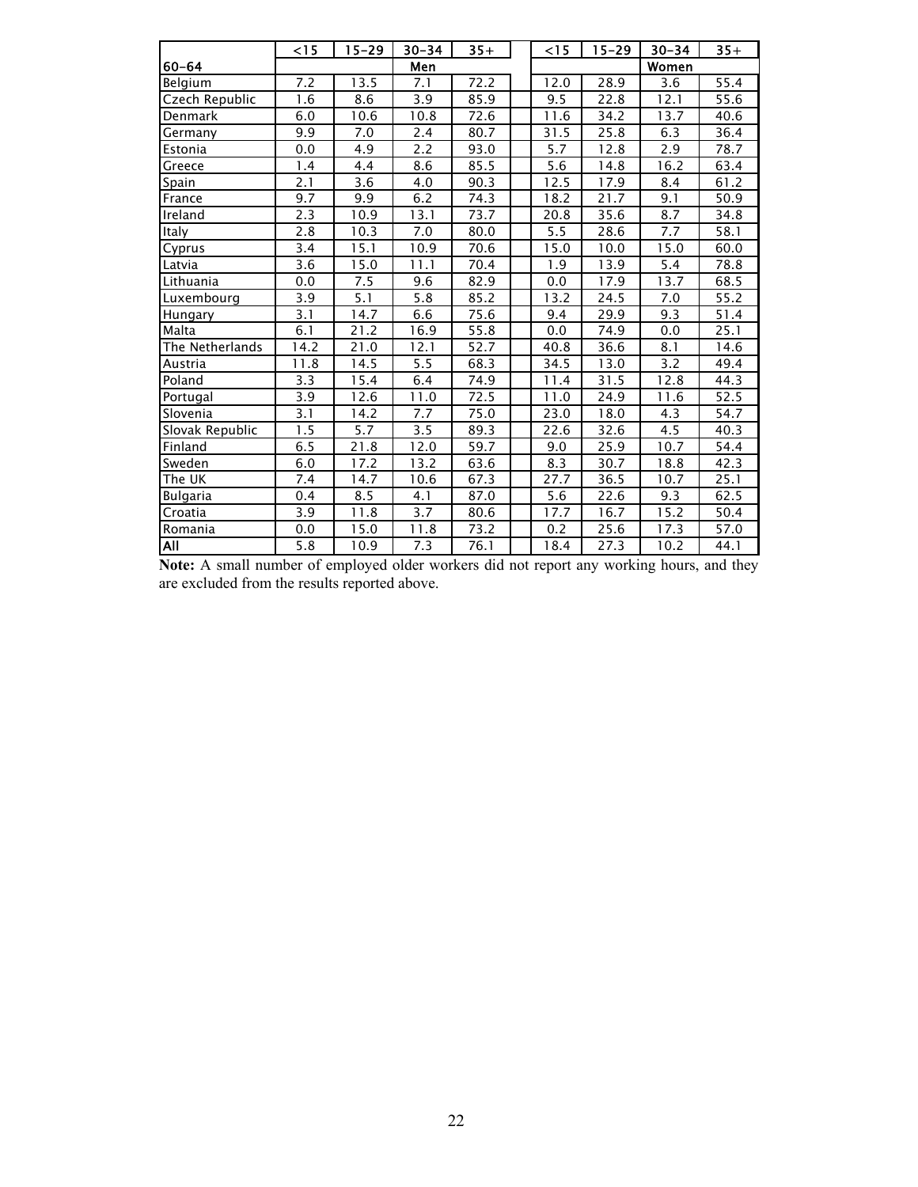| | <15 | 15-29 | 30-34 | 35+ | | <15 | 15-29 | 30-34 | 35+ |
|---|---|---|---|---|---|---|---|---|---|
| **60-64** | | | **Men** | | | | | **Women** | |
| Belgium | 7.2 | 13.5 | 7.1 | 72.2 | | 12.0 | 28.9 | 3.6 | 55.4 |
| Czech Republic | 1.6 | 8.6 | 3.9 | 85.9 | | 9.5 | 22.8 | 12.1 | 55.6 |
| Denmark | 6.0 | 10.6 | 10.8 | 72.6 | | 11.6 | 34.2 | 13.7 | 40.6 |
| Germany | 9.9 | 7.0 | 2.4 | 80.7 | | 31.5 | 25.8 | 6.3 | 36.4 |
| Estonia | 0.0 | 4.9 | 2.2 | 93.0 | | 5.7 | 12.8 | 2.9 | 78.7 |
| Greece | 1.4 | 4.4 | 8.6 | 85.5 | | 5.6 | 14.8 | 16.2 | 63.4 |
| Spain | 2.1 | 3.6 | 4.0 | 90.3 | | 12.5 | 17.9 | 8.4 | 61.2 |
| France | 9.7 | 9.9 | 6.2 | 74.3 | | 18.2 | 21.7 | 9.1 | 50.9 |
| Ireland | 2.3 | 10.9 | 13.1 | 73.7 | | 20.8 | 35.6 | 8.7 | 34.8 |
| Italy | 2.8 | 10.3 | 7.0 | 80.0 | | 5.5 | 28.6 | 7.7 | 58.1 |
| Cyprus | 3.4 | 15.1 | 10.9 | 70.6 | | 15.0 | 10.0 | 15.0 | 60.0 |
| Latvia | 3.6 | 15.0 | 11.1 | 70.4 | | 1.9 | 13.9 | 5.4 | 78.8 |
| Lithuania | 0.0 | 7.5 | 9.6 | 82.9 | | 0.0 | 17.9 | 13.7 | 68.5 |
| Luxembourg | 3.9 | 5.1 | 5.8 | 85.2 | | 13.2 | 24.5 | 7.0 | 55.2 |
| Hungary | 3.1 | 14.7 | 6.6 | 75.6 | | 9.4 | 29.9 | 9.3 | 51.4 |
| Malta | 6.1 | 21.2 | 16.9 | 55.8 | | 0.0 | 74.9 | 0.0 | 25.1 |
| The Netherlands | 14.2 | 21.0 | 12.1 | 52.7 | | 40.8 | 36.6 | 8.1 | 14.6 |
| Austria | 11.8 | 14.5 | 5.5 | 68.3 | | 34.5 | 13.0 | 3.2 | 49.4 |
| Poland | 3.3 | 15.4 | 6.4 | 74.9 | | 11.4 | 31.5 | 12.8 | 44.3 |
| Portugal | 3.9 | 12.6 | 11.0 | 72.5 | | 11.0 | 24.9 | 11.6 | 52.5 |
| Slovenia | 3.1 | 14.2 | 7.7 | 75.0 | | 23.0 | 18.0 | 4.3 | 54.7 |
| Slovak Republic | 1.5 | 5.7 | 3.5 | 89.3 | | 22.6 | 32.6 | 4.5 | 40.3 |
| Finland | 6.5 | 21.8 | 12.0 | 59.7 | | 9.0 | 25.9 | 10.7 | 54.4 |
| Sweden | 6.0 | 17.2 | 13.2 | 63.6 | | 8.3 | 30.7 | 18.8 | 42.3 |
| The UK | 7.4 | 14.7 | 10.6 | 67.3 | | 27.7 | 36.5 | 10.7 | 25.1 |
| Bulgaria | 0.4 | 8.5 | 4.1 | 87.0 | | 5.6 | 22.6 | 9.3 | 62.5 |
| Croatia | 3.9 | 11.8 | 3.7 | 80.6 | | 17.7 | 16.7 | 15.2 | 50.4 |
| Romania | 0.0 | 15.0 | 11.8 | 73.2 | | 0.2 | 25.6 | 17.3 | 57.0 |
| **All** | 5.8 | 10.9 | 7.3 | 76.1 | | 18.4 | 27.3 | 10.2 | 44.1 |

**Note:** A small number of employed older workers did not report any working hours, and they are excluded from the results reported above.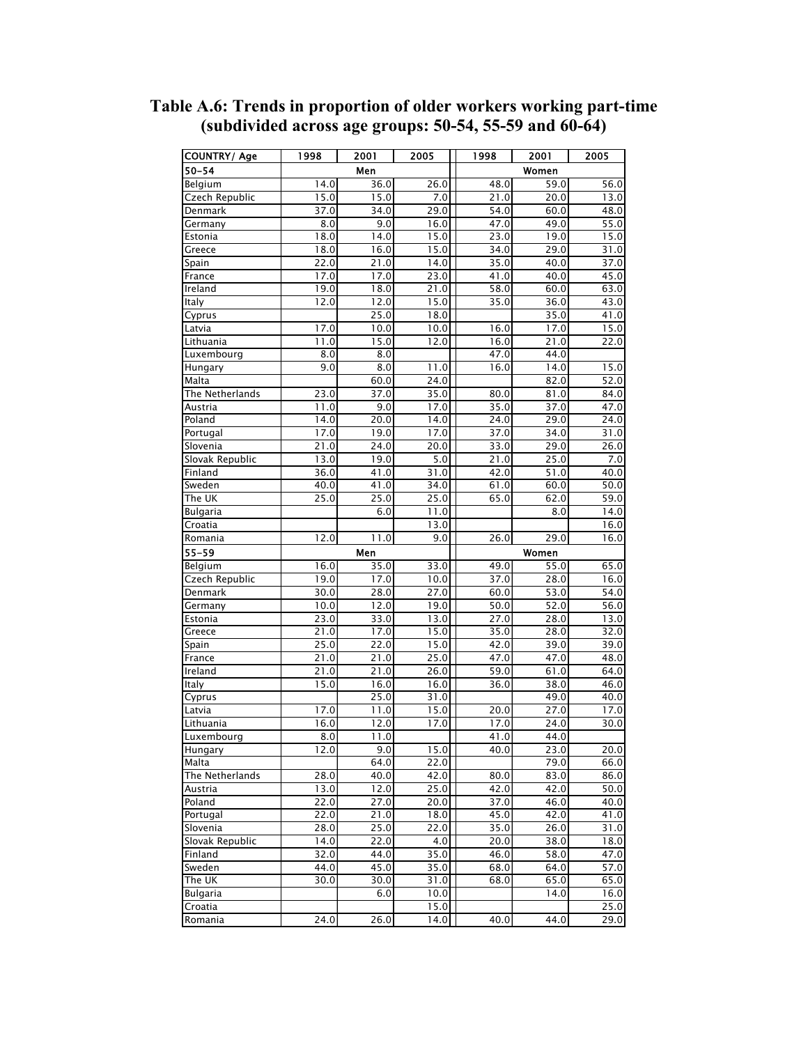# Table A.6: Trends in proportion of older workers working part-time (subdivided across age groups: 50-54, 55-59 and 60-64)

| COUNTRY/ Age | 1998 | 2001 | 2005 | 1998 | 2001 | 2005 |
|---|---|---|---|---|---|---|
| **50-54** | | **Men** | | | **Women** | |
| Belgium | 14.0 | 36.0 | 26.0 | 48.0 | 59.0 | 56.0 |
| Czech Republic | 15.0 | 15.0 | 7.0 | 21.0 | 20.0 | 13.0 |
| Denmark | 37.0 | 34.0 | 29.0 | 54.0 | 60.0 | 48.0 |
| Germany | 8.0 | 9.0 | 16.0 | 47.0 | 49.0 | 55.0 |
| Estonia | 18.0 | 14.0 | 15.0 | 23.0 | 19.0 | 15.0 |
| Greece | 18.0 | 16.0 | 15.0 | 34.0 | 29.0 | 31.0 |
| Spain | 22.0 | 21.0 | 14.0 | 35.0 | 40.0 | 37.0 |
| France | 17.0 | 17.0 | 23.0 | 41.0 | 40.0 | 45.0 |
| Ireland | 19.0 | 18.0 | 21.0 | 58.0 | 60.0 | 63.0 |
| Italy | 12.0 | 12.0 | 15.0 | 35.0 | 36.0 | 43.0 |
| Cyprus | | 25.0 | 18.0 | | 35.0 | 41.0 |
| Latvia | 17.0 | 10.0 | 10.0 | 16.0 | 17.0 | 15.0 |
| Lithuania | 11.0 | 15.0 | 12.0 | 16.0 | 21.0 | 22.0 |
| Luxembourg | 8.0 | 8.0 | | 47.0 | 44.0 | |
| Hungary | 9.0 | 8.0 | 11.0 | 16.0 | 14.0 | 15.0 |
| Malta | | 60.0 | 24.0 | | 82.0 | 52.0 |
| The Netherlands | 23.0 | 37.0 | 35.0 | 80.0 | 81.0 | 84.0 |
| Austria | 11.0 | 9.0 | 17.0 | 35.0 | 37.0 | 47.0 |
| Poland | 14.0 | 20.0 | 14.0 | 24.0 | 29.0 | 24.0 |
| Portugal | 17.0 | 19.0 | 17.0 | 37.0 | 34.0 | 31.0 |
| Slovenia | 21.0 | 24.0 | 20.0 | 33.0 | 29.0 | 26.0 |
| Slovak Republic | 13.0 | 19.0 | 5.0 | 21.0 | 25.0 | 7.0 |
| Finland | 36.0 | 41.0 | 31.0 | 42.0 | 51.0 | 40.0 |
| Sweden | 40.0 | 41.0 | 34.0 | 61.0 | 60.0 | 50.0 |
| The UK | 25.0 | 25.0 | 25.0 | 65.0 | 62.0 | 59.0 |
| Bulgaria | | 6.0 | 11.0 | | 8.0 | 14.0 |
| Croatia | | | 13.0 | | | 16.0 |
| Romania | 12.0 | 11.0 | 9.0 | 26.0 | 29.0 | 16.0 |
| **55-59** | | **Men** | | | **Women** | |
| Belgium | 16.0 | 35.0 | 33.0 | 49.0 | 55.0 | 65.0 |
| Czech Republic | 19.0 | 17.0 | 10.0 | 37.0 | 28.0 | 16.0 |
| Denmark | 30.0 | 28.0 | 27.0 | 60.0 | 53.0 | 54.0 |
| Germany | 10.0 | 12.0 | 19.0 | 50.0 | 52.0 | 56.0 |
| Estonia | 23.0 | 33.0 | 13.0 | 27.0 | 28.0 | 13.0 |
| Greece | 21.0 | 17.0 | 15.0 | 35.0 | 28.0 | 32.0 |
| Spain | 25.0 | 22.0 | 15.0 | 42.0 | 39.0 | 39.0 |
| France | 21.0 | 21.0 | 25.0 | 47.0 | 47.0 | 48.0 |
| Ireland | 21.0 | 21.0 | 26.0 | 59.0 | 61.0 | 64.0 |
| Italy | 15.0 | 16.0 | 16.0 | 36.0 | 38.0 | 46.0 |
| Cyprus | | 25.0 | 31.0 | | 49.0 | 40.0 |
| Latvia | 17.0 | 11.0 | 15.0 | 20.0 | 27.0 | 17.0 |
| Lithuania | 16.0 | 12.0 | 17.0 | 17.0 | 24.0 | 30.0 |
| Luxembourg | 8.0 | 11.0 | | 41.0 | 44.0 | |
| Hungary | 12.0 | 9.0 | 15.0 | 40.0 | 23.0 | 20.0 |
| Malta | | 64.0 | 22.0 | | 79.0 | 66.0 |
| The Netherlands | 28.0 | 40.0 | 42.0 | 80.0 | 83.0 | 86.0 |
| Austria | 13.0 | 12.0 | 25.0 | 42.0 | 42.0 | 50.0 |
| Poland | 22.0 | 27.0 | 20.0 | 37.0 | 46.0 | 40.0 |
| Portugal | 22.0 | 21.0 | 18.0 | 45.0 | 42.0 | 41.0 |
| Slovenia | 28.0 | 25.0 | 22.0 | 35.0 | 26.0 | 31.0 |
| Slovak Republic | 14.0 | 22.0 | 4.0 | 20.0 | 38.0 | 18.0 |
| Finland | 32.0 | 44.0 | 35.0 | 46.0 | 58.0 | 47.0 |
| Sweden | 44.0 | 45.0 | 35.0 | 68.0 | 64.0 | 57.0 |
| The UK | 30.0 | 30.0 | 31.0 | 68.0 | 65.0 | 65.0 |
| Bulgaria | | 6.0 | 10.0 | | 14.0 | 16.0 |
| Croatia | | | 15.0 | | | 25.0 |
| Romania | 24.0 | 26.0 | 14.0 | 40.0 | 44.0 | 29.0 |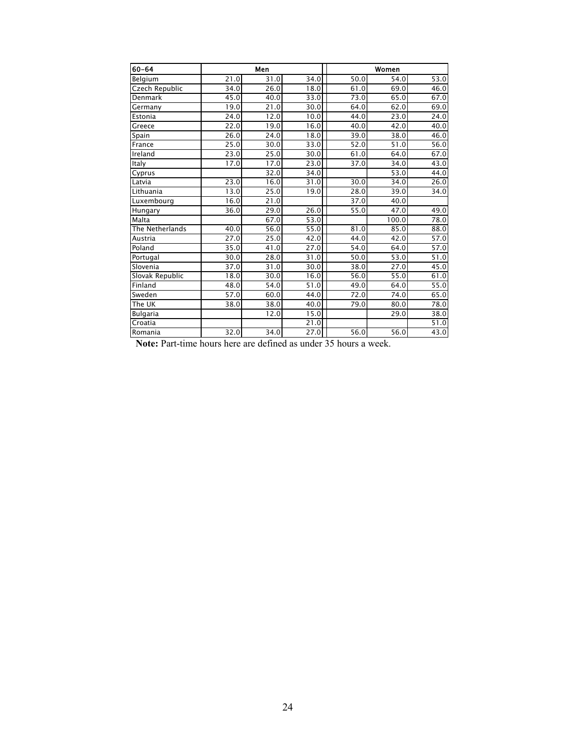| 60–64 | Men | | | Women | | |
|---|---|---|---|---|---|---|
| Belgium | 21.0 | 31.0 | 34.0 | 50.0 | 54.0 | 53.0 |
| Czech Republic | 34.0 | 26.0 | 18.0 | 61.0 | 69.0 | 46.0 |
| Denmark | 45.0 | 40.0 | 33.0 | 73.0 | 65.0 | 67.0 |
| Germany | 19.0 | 21.0 | 30.0 | 64.0 | 62.0 | 69.0 |
| Estonia | 24.0 | 12.0 | 10.0 | 44.0 | 23.0 | 24.0 |
| Greece | 22.0 | 19.0 | 16.0 | 40.0 | 42.0 | 40.0 |
| Spain | 26.0 | 24.0 | 18.0 | 39.0 | 38.0 | 46.0 |
| France | 25.0 | 30.0 | 33.0 | 52.0 | 51.0 | 56.0 |
| Ireland | 23.0 | 25.0 | 30.0 | 61.0 | 64.0 | 67.0 |
| Italy | 17.0 | 17.0 | 23.0 | 37.0 | 34.0 | 43.0 |
| Cyprus | | 32.0 | 34.0 | | 53.0 | 44.0 |
| Latvia | 23.0 | 16.0 | 31.0 | 30.0 | 34.0 | 26.0 |
| Lithuania | 13.0 | 25.0 | 19.0 | 28.0 | 39.0 | 34.0 |
| Luxembourg | 16.0 | 21.0 | | 37.0 | 40.0 | |
| Hungary | 36.0 | 29.0 | 26.0 | 55.0 | 47.0 | 49.0 |
| Malta | | 67.0 | 53.0 | | 100.0 | 78.0 |
| The Netherlands | 40.0 | 56.0 | 55.0 | 81.0 | 85.0 | 88.0 |
| Austria | 27.0 | 25.0 | 42.0 | 44.0 | 42.0 | 57.0 |
| Poland | 35.0 | 41.0 | 27.0 | 54.0 | 64.0 | 57.0 |
| Portugal | 30.0 | 28.0 | 31.0 | 50.0 | 53.0 | 51.0 |
| Slovenia | 37.0 | 31.0 | 30.0 | 38.0 | 27.0 | 45.0 |
| Slovak Republic | 18.0 | 30.0 | 16.0 | 56.0 | 55.0 | 61.0 |
| Finland | 48.0 | 54.0 | 51.0 | 49.0 | 64.0 | 55.0 |
| Sweden | 57.0 | 60.0 | 44.0 | 72.0 | 74.0 | 65.0 |
| The UK | 38.0 | 38.0 | 40.0 | 79.0 | 80.0 | 78.0 |
| Bulgaria | | 12.0 | 15.0 | | 29.0 | 38.0 |
| Croatia | | | 21.0 | | | 51.0 |
| Romania | 32.0 | 34.0 | 27.0 | 56.0 | 56.0 | 43.0 |

**Note:** Part-time hours here are defined as under 35 hours a week.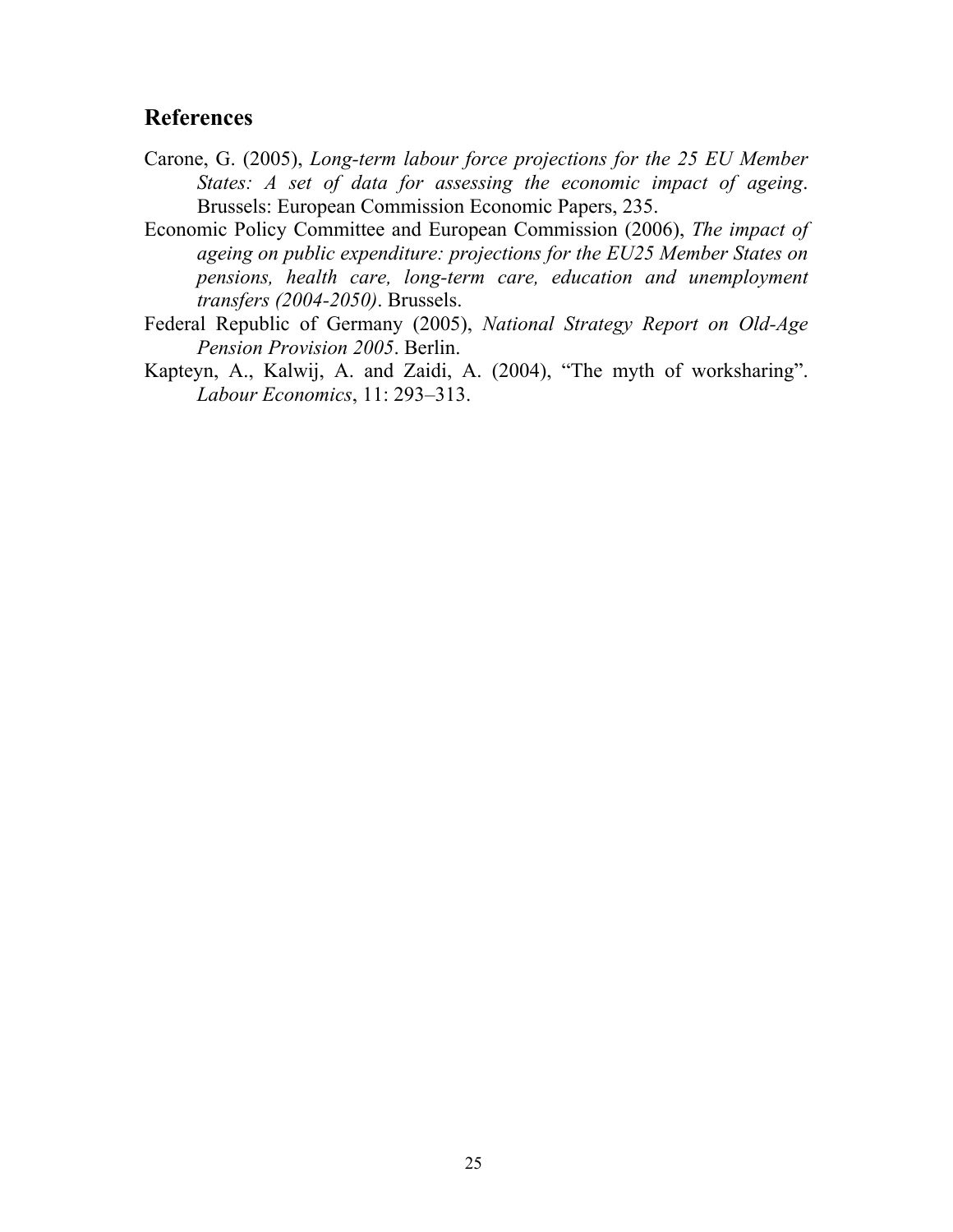## References

Carone, G. (2005), *Long-term labour force projections for the 25 EU Member States: A set of data for assessing the economic impact of ageing*. Brussels: European Commission Economic Papers, 235.

Economic Policy Committee and European Commission (2006), *The impact of ageing on public expenditure: projections for the EU25 Member States on pensions, health care, long-term care, education and unemployment transfers (2004-2050)*. Brussels.

Federal Republic of Germany (2005), *National Strategy Report on Old-Age Pension Provision 2005*. Berlin.

Kapteyn, A., Kalwij, A. and Zaidi, A. (2004), "The myth of worksharing". *Labour Economics*, 11: 293–313.